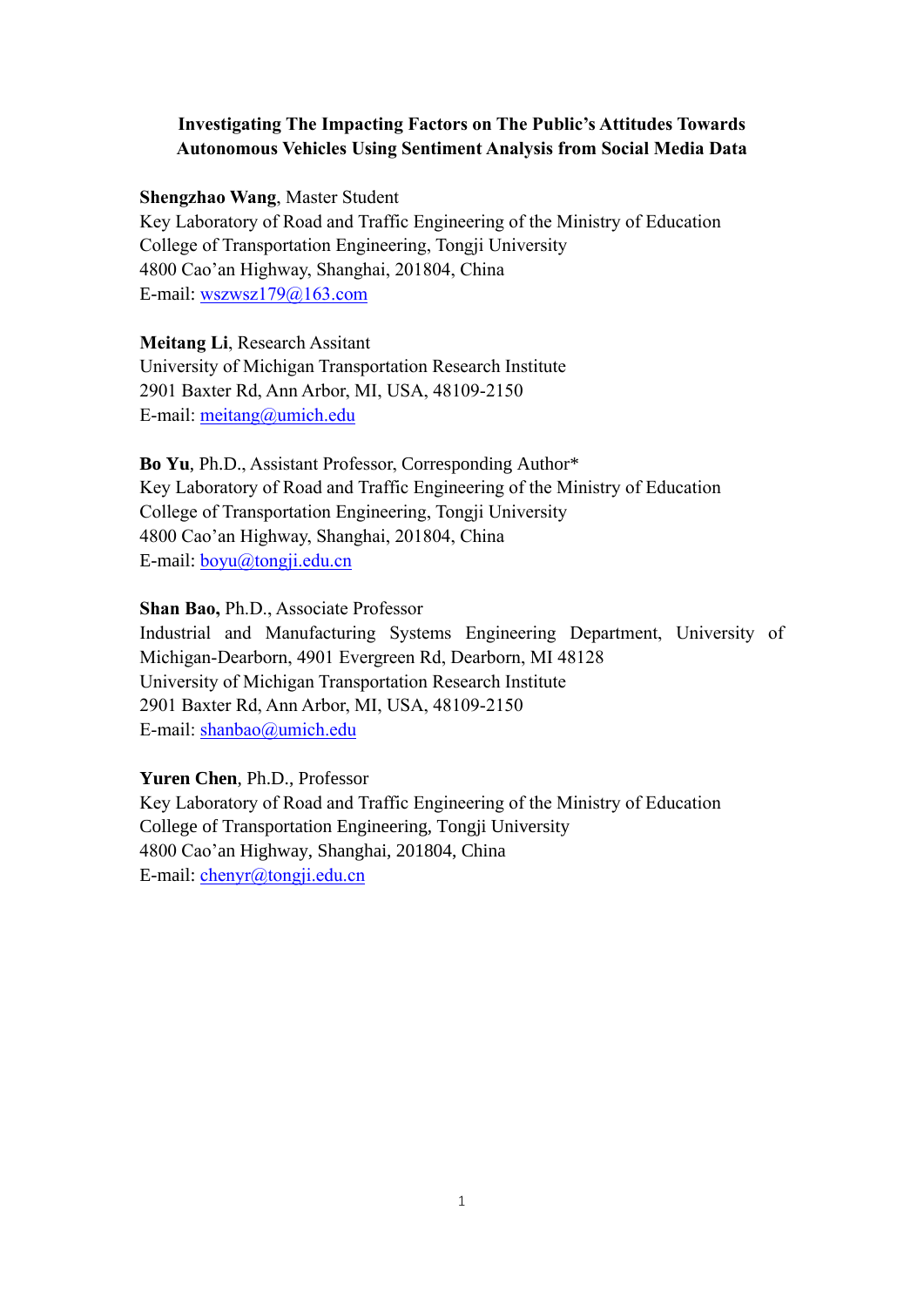# Investigating The Impacting Factors on The Public's Attitudes Towards Autonomous Vehicles Using Sentiment Analysis from Social Media Data

**Shengzhao Wang**, Master Student
Key Laboratory of Road and Traffic Engineering of the Ministry of Education
College of Transportation Engineering, Tongji University
4800 Cao'an Highway, Shanghai, 201804, China
E-mail: wszwsz179@163.com

**Meitang Li**, Research Assitant
University of Michigan Transportation Research Institute
2901 Baxter Rd, Ann Arbor, MI, USA, 48109-2150
E-mail: meitang@umich.edu

**Bo Yu**, Ph.D., Assistant Professor, Corresponding Author*
Key Laboratory of Road and Traffic Engineering of the Ministry of Education
College of Transportation Engineering, Tongji University
4800 Cao'an Highway, Shanghai, 201804, China
E-mail: boyu@tongji.edu.cn

**Shan Bao,** Ph.D., Associate Professor
Industrial and Manufacturing Systems Engineering Department, University of Michigan-Dearborn, 4901 Evergreen Rd, Dearborn, MI 48128
University of Michigan Transportation Research Institute
2901 Baxter Rd, Ann Arbor, MI, USA, 48109-2150
E-mail: shanbao@umich.edu

**Yuren Chen**, Ph.D., Professor
Key Laboratory of Road and Traffic Engineering of the Ministry of Education
College of Transportation Engineering, Tongji University
4800 Cao'an Highway, Shanghai, 201804, China
E-mail: chenyr@tongji.edu.cn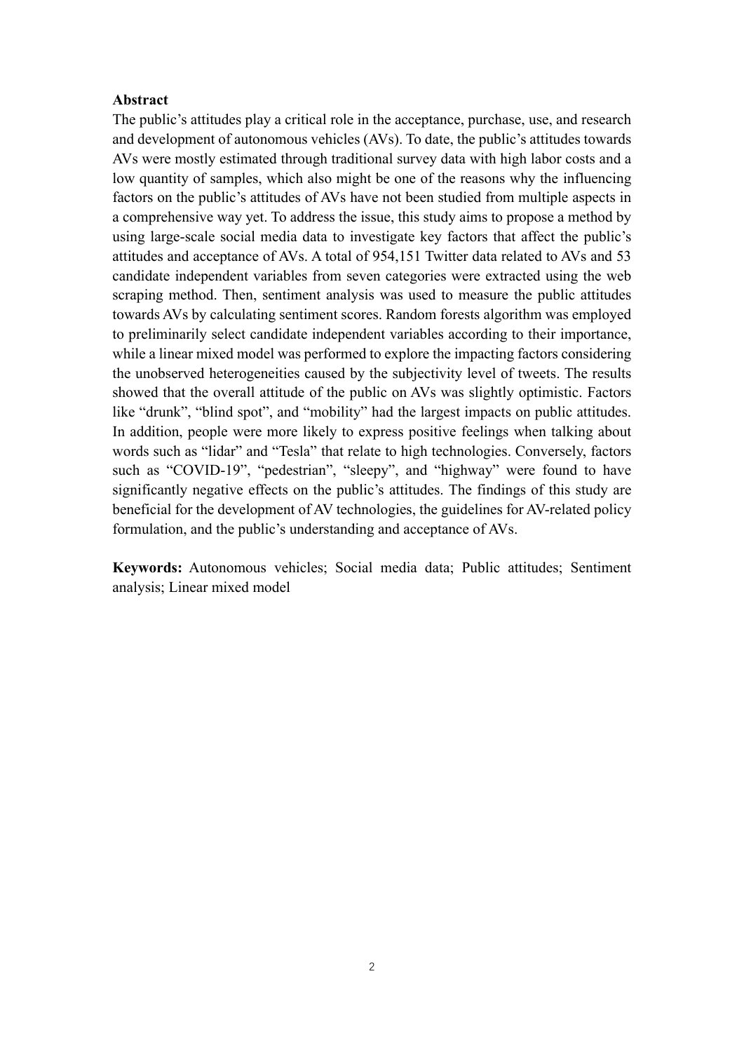**Abstract**

The public's attitudes play a critical role in the acceptance, purchase, use, and research and development of autonomous vehicles (AVs). To date, the public's attitudes towards AVs were mostly estimated through traditional survey data with high labor costs and a low quantity of samples, which also might be one of the reasons why the influencing factors on the public's attitudes of AVs have not been studied from multiple aspects in a comprehensive way yet. To address the issue, this study aims to propose a method by using large-scale social media data to investigate key factors that affect the public's attitudes and acceptance of AVs. A total of 954,151 Twitter data related to AVs and 53 candidate independent variables from seven categories were extracted using the web scraping method. Then, sentiment analysis was used to measure the public attitudes towards AVs by calculating sentiment scores. Random forests algorithm was employed to preliminarily select candidate independent variables according to their importance, while a linear mixed model was performed to explore the impacting factors considering the unobserved heterogeneities caused by the subjectivity level of tweets. The results showed that the overall attitude of the public on AVs was slightly optimistic. Factors like "drunk", "blind spot", and "mobility" had the largest impacts on public attitudes. In addition, people were more likely to express positive feelings when talking about words such as "lidar" and "Tesla" that relate to high technologies. Conversely, factors such as "COVID-19", "pedestrian", "sleepy", and "highway" were found to have significantly negative effects on the public's attitudes. The findings of this study are beneficial for the development of AV technologies, the guidelines for AV-related policy formulation, and the public's understanding and acceptance of AVs.

**Keywords:** Autonomous vehicles; Social media data; Public attitudes; Sentiment analysis; Linear mixed model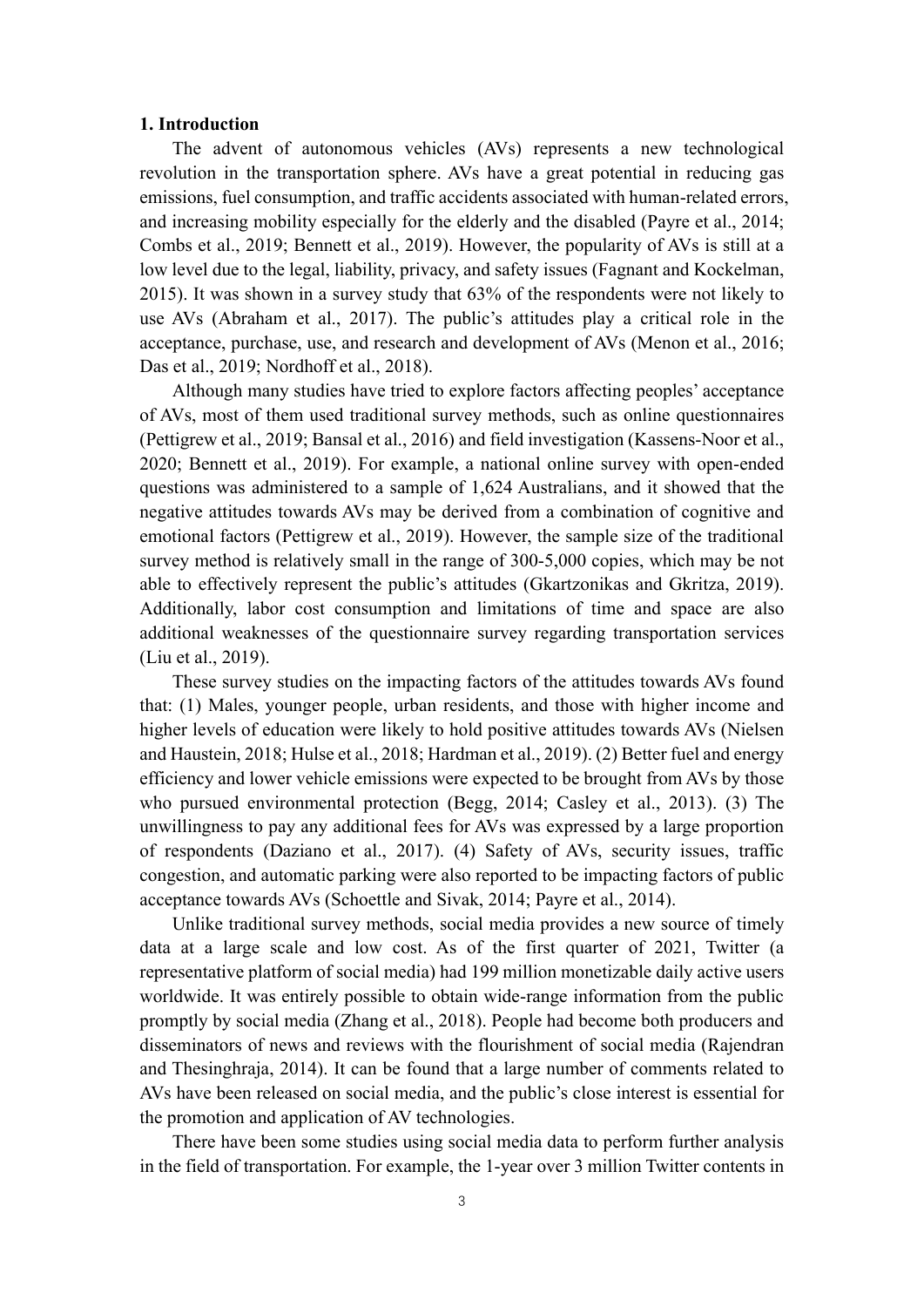## 1. Introduction

The advent of autonomous vehicles (AVs) represents a new technological revolution in the transportation sphere. AVs have a great potential in reducing gas emissions, fuel consumption, and traffic accidents associated with human-related errors, and increasing mobility especially for the elderly and the disabled (Payre et al., 2014; Combs et al., 2019; Bennett et al., 2019). However, the popularity of AVs is still at a low level due to the legal, liability, privacy, and safety issues (Fagnant and Kockelman, 2015). It was shown in a survey study that 63% of the respondents were not likely to use AVs (Abraham et al., 2017). The public's attitudes play a critical role in the acceptance, purchase, use, and research and development of AVs (Menon et al., 2016; Das et al., 2019; Nordhoff et al., 2018).

Although many studies have tried to explore factors affecting peoples' acceptance of AVs, most of them used traditional survey methods, such as online questionnaires (Pettigrew et al., 2019; Bansal et al., 2016) and field investigation (Kassens-Noor et al., 2020; Bennett et al., 2019). For example, a national online survey with open-ended questions was administered to a sample of 1,624 Australians, and it showed that the negative attitudes towards AVs may be derived from a combination of cognitive and emotional factors (Pettigrew et al., 2019). However, the sample size of the traditional survey method is relatively small in the range of 300-5,000 copies, which may be not able to effectively represent the public's attitudes (Gkartzonikas and Gkritza, 2019). Additionally, labor cost consumption and limitations of time and space are also additional weaknesses of the questionnaire survey regarding transportation services (Liu et al., 2019).

These survey studies on the impacting factors of the attitudes towards AVs found that: (1) Males, younger people, urban residents, and those with higher income and higher levels of education were likely to hold positive attitudes towards AVs (Nielsen and Haustein, 2018; Hulse et al., 2018; Hardman et al., 2019). (2) Better fuel and energy efficiency and lower vehicle emissions were expected to be brought from AVs by those who pursued environmental protection (Begg, 2014; Casley et al., 2013). (3) The unwillingness to pay any additional fees for AVs was expressed by a large proportion of respondents (Daziano et al., 2017). (4) Safety of AVs, security issues, traffic congestion, and automatic parking were also reported to be impacting factors of public acceptance towards AVs (Schoettle and Sivak, 2014; Payre et al., 2014).

Unlike traditional survey methods, social media provides a new source of timely data at a large scale and low cost. As of the first quarter of 2021, Twitter (a representative platform of social media) had 199 million monetizable daily active users worldwide. It was entirely possible to obtain wide-range information from the public promptly by social media (Zhang et al., 2018). People had become both producers and disseminators of news and reviews with the flourishment of social media (Rajendran and Thesinghraja, 2014). It can be found that a large number of comments related to AVs have been released on social media, and the public's close interest is essential for the promotion and application of AV technologies.

There have been some studies using social media data to perform further analysis in the field of transportation. For example, the 1-year over 3 million Twitter contents in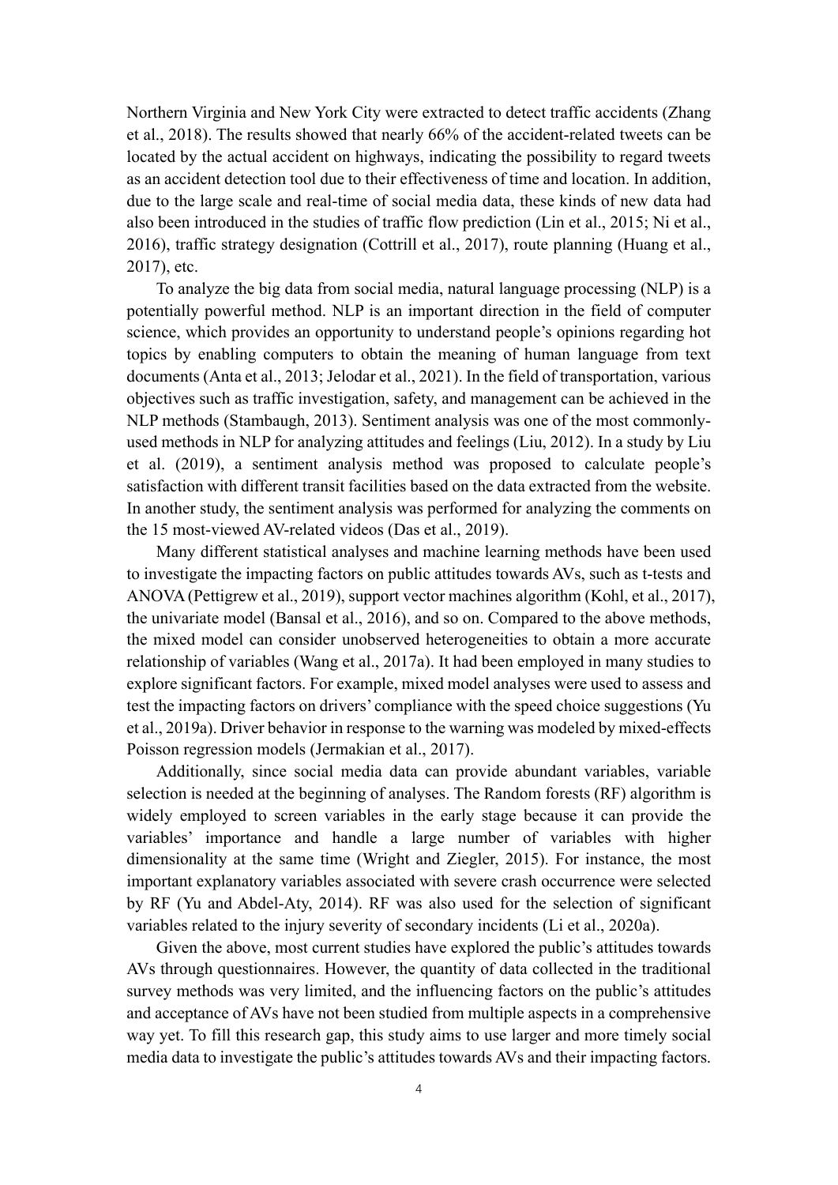Northern Virginia and New York City were extracted to detect traffic accidents (Zhang et al., 2018). The results showed that nearly 66% of the accident-related tweets can be located by the actual accident on highways, indicating the possibility to regard tweets as an accident detection tool due to their effectiveness of time and location. In addition, due to the large scale and real-time of social media data, these kinds of new data had also been introduced in the studies of traffic flow prediction (Lin et al., 2015; Ni et al., 2016), traffic strategy designation (Cottrill et al., 2017), route planning (Huang et al., 2017), etc.

To analyze the big data from social media, natural language processing (NLP) is a potentially powerful method. NLP is an important direction in the field of computer science, which provides an opportunity to understand people's opinions regarding hot topics by enabling computers to obtain the meaning of human language from text documents (Anta et al., 2013; Jelodar et al., 2021). In the field of transportation, various objectives such as traffic investigation, safety, and management can be achieved in the NLP methods (Stambaugh, 2013). Sentiment analysis was one of the most commonly-used methods in NLP for analyzing attitudes and feelings (Liu, 2012). In a study by Liu et al. (2019), a sentiment analysis method was proposed to calculate people's satisfaction with different transit facilities based on the data extracted from the website. In another study, the sentiment analysis was performed for analyzing the comments on the 15 most-viewed AV-related videos (Das et al., 2019).

Many different statistical analyses and machine learning methods have been used to investigate the impacting factors on public attitudes towards AVs, such as t-tests and ANOVA (Pettigrew et al., 2019), support vector machines algorithm (Kohl, et al., 2017), the univariate model (Bansal et al., 2016), and so on. Compared to the above methods, the mixed model can consider unobserved heterogeneities to obtain a more accurate relationship of variables (Wang et al., 2017a). It had been employed in many studies to explore significant factors. For example, mixed model analyses were used to assess and test the impacting factors on drivers' compliance with the speed choice suggestions (Yu et al., 2019a). Driver behavior in response to the warning was modeled by mixed-effects Poisson regression models (Jermakian et al., 2017).

Additionally, since social media data can provide abundant variables, variable selection is needed at the beginning of analyses. The Random forests (RF) algorithm is widely employed to screen variables in the early stage because it can provide the variables' importance and handle a large number of variables with higher dimensionality at the same time (Wright and Ziegler, 2015). For instance, the most important explanatory variables associated with severe crash occurrence were selected by RF (Yu and Abdel-Aty, 2014). RF was also used for the selection of significant variables related to the injury severity of secondary incidents (Li et al., 2020a).

Given the above, most current studies have explored the public's attitudes towards AVs through questionnaires. However, the quantity of data collected in the traditional survey methods was very limited, and the influencing factors on the public's attitudes and acceptance of AVs have not been studied from multiple aspects in a comprehensive way yet. To fill this research gap, this study aims to use larger and more timely social media data to investigate the public's attitudes towards AVs and their impacting factors.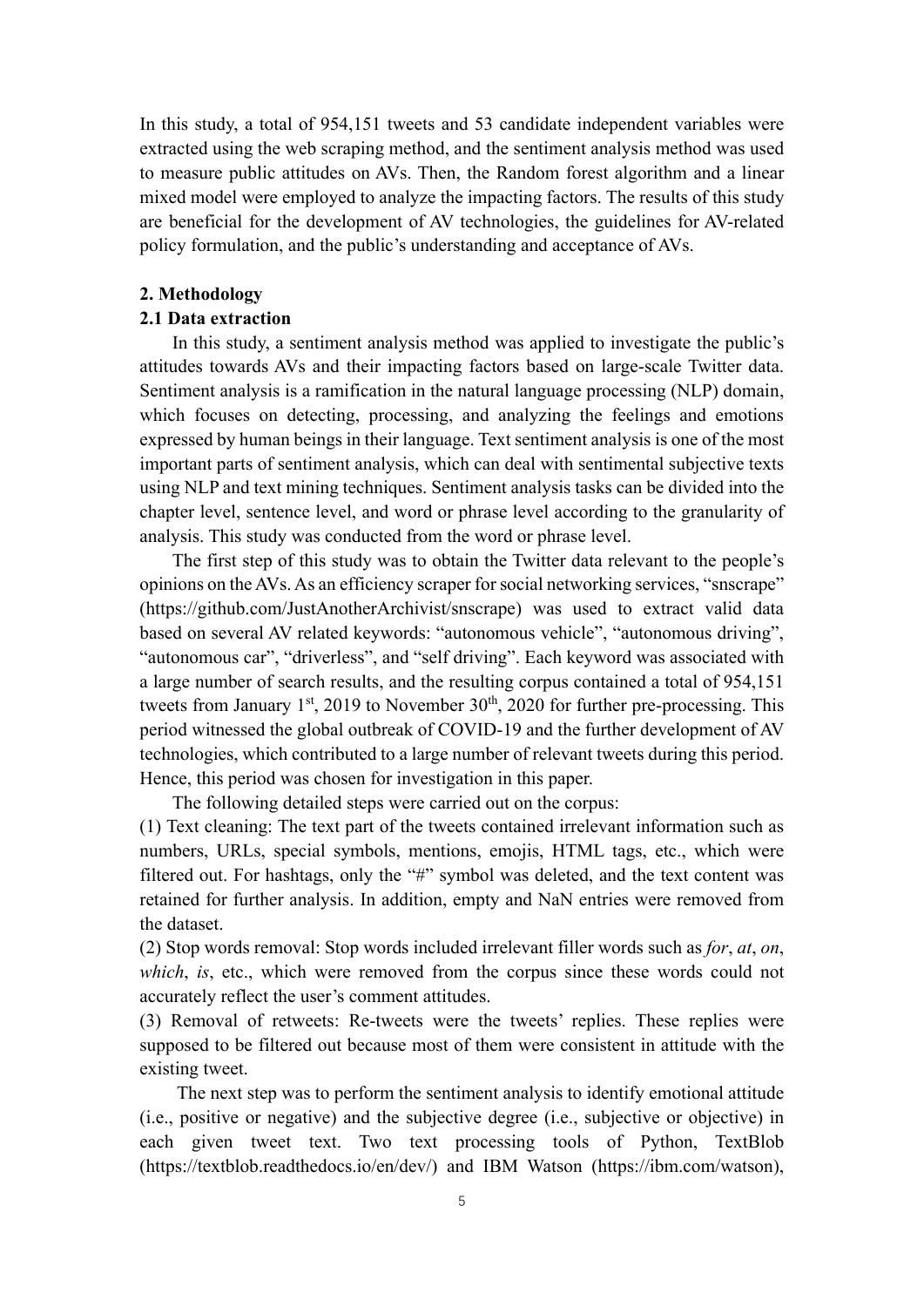In this study, a total of 954,151 tweets and 53 candidate independent variables were extracted using the web scraping method, and the sentiment analysis method was used to measure public attitudes on AVs. Then, the Random forest algorithm and a linear mixed model were employed to analyze the impacting factors. The results of this study are beneficial for the development of AV technologies, the guidelines for AV-related policy formulation, and the public's understanding and acceptance of AVs.

## 2. Methodology

### 2.1 Data extraction

In this study, a sentiment analysis method was applied to investigate the public's attitudes towards AVs and their impacting factors based on large-scale Twitter data. Sentiment analysis is a ramification in the natural language processing (NLP) domain, which focuses on detecting, processing, and analyzing the feelings and emotions expressed by human beings in their language. Text sentiment analysis is one of the most important parts of sentiment analysis, which can deal with sentimental subjective texts using NLP and text mining techniques. Sentiment analysis tasks can be divided into the chapter level, sentence level, and word or phrase level according to the granularity of analysis. This study was conducted from the word or phrase level.

The first step of this study was to obtain the Twitter data relevant to the people's opinions on the AVs. As an efficiency scraper for social networking services, "snscrape" (https://github.com/JustAnotherArchivist/snscrape) was used to extract valid data based on several AV related keywords: "autonomous vehicle", "autonomous driving", "autonomous car", "driverless", and "self driving". Each keyword was associated with a large number of search results, and the resulting corpus contained a total of 954,151 tweets from January 1st, 2019 to November 30th, 2020 for further pre-processing. This period witnessed the global outbreak of COVID-19 and the further development of AV technologies, which contributed to a large number of relevant tweets during this period. Hence, this period was chosen for investigation in this paper.

The following detailed steps were carried out on the corpus:

(1) Text cleaning: The text part of the tweets contained irrelevant information such as numbers, URLs, special symbols, mentions, emojis, HTML tags, etc., which were filtered out. For hashtags, only the "#" symbol was deleted, and the text content was retained for further analysis. In addition, empty and NaN entries were removed from the dataset.

(2) Stop words removal: Stop words included irrelevant filler words such as *for*, *at*, *on*, *which*, *is*, etc., which were removed from the corpus since these words could not accurately reflect the user's comment attitudes.

(3) Removal of retweets: Re-tweets were the tweets' replies. These replies were supposed to be filtered out because most of them were consistent in attitude with the existing tweet.

The next step was to perform the sentiment analysis to identify emotional attitude (i.e., positive or negative) and the subjective degree (i.e., subjective or objective) in each given tweet text. Two text processing tools of Python, TextBlob (https://textblob.readthedocs.io/en/dev/) and IBM Watson (https://ibm.com/watson),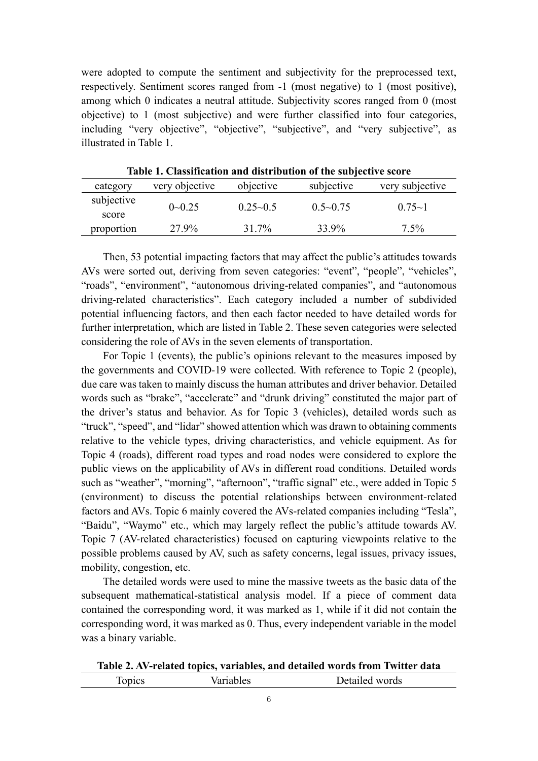were adopted to compute the sentiment and subjectivity for the preprocessed text, respectively. Sentiment scores ranged from -1 (most negative) to 1 (most positive), among which 0 indicates a neutral attitude. Subjectivity scores ranged from 0 (most objective) to 1 (most subjective) and were further classified into four categories, including "very objective", "objective", "subjective", and "very subjective", as illustrated in Table 1.

**Table 1. Classification and distribution of the subjective score**

| category | very objective | objective | subjective | very subjective |
|---|---|---|---|---|
| subjective score | 0~0.25 | 0.25~0.5 | 0.5~0.75 | 0.75~1 |
| proportion | 27.9% | 31.7% | 33.9% | 7.5% |

Then, 53 potential impacting factors that may affect the public's attitudes towards AVs were sorted out, deriving from seven categories: "event", "people", "vehicles", "roads", "environment", "autonomous driving-related companies", and "autonomous driving-related characteristics". Each category included a number of subdivided potential influencing factors, and then each factor needed to have detailed words for further interpretation, which are listed in Table 2. These seven categories were selected considering the role of AVs in the seven elements of transportation.

For Topic 1 (events), the public's opinions relevant to the measures imposed by the governments and COVID-19 were collected. With reference to Topic 2 (people), due care was taken to mainly discuss the human attributes and driver behavior. Detailed words such as "brake", "accelerate" and "drunk driving" constituted the major part of the driver's status and behavior. As for Topic 3 (vehicles), detailed words such as "truck", "speed", and "lidar" showed attention which was drawn to obtaining comments relative to the vehicle types, driving characteristics, and vehicle equipment. As for Topic 4 (roads), different road types and road nodes were considered to explore the public views on the applicability of AVs in different road conditions. Detailed words such as "weather", "morning", "afternoon", "traffic signal" etc., were added in Topic 5 (environment) to discuss the potential relationships between environment-related factors and AVs. Topic 6 mainly covered the AVs-related companies including "Tesla", "Baidu", "Waymo" etc., which may largely reflect the public's attitude towards AV. Topic 7 (AV-related characteristics) focused on capturing viewpoints relative to the possible problems caused by AV, such as safety concerns, legal issues, privacy issues, mobility, congestion, etc.

The detailed words were used to mine the massive tweets as the basic data of the subsequent mathematical-statistical analysis model. If a piece of comment data contained the corresponding word, it was marked as 1, while if it did not contain the corresponding word, it was marked as 0. Thus, every independent variable in the model was a binary variable.

**Table 2. AV-related topics, variables, and detailed words from Twitter data**

| Topics | Variables | Detailed words |
|---|---|---|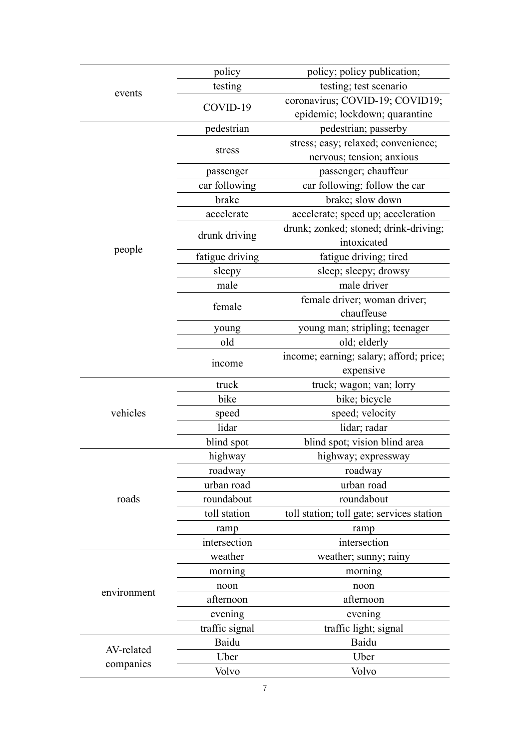| | | |
|---|---|---|
| events | policy | policy; policy publication; |
| | testing | testing; test scenario |
| | COVID-19 | coronavirus; COVID-19; COVID19; epidemic; lockdown; quarantine |
| people | pedestrian | pedestrian; passerby |
| | stress | stress; easy; relaxed; convenience; nervous; tension; anxious |
| | passenger | passenger; chauffeur |
| | car following | car following; follow the car |
| | brake | brake; slow down |
| | accelerate | accelerate; speed up; acceleration |
| | drunk driving | drunk; zonked; stoned; drink-driving; intoxicated |
| | fatigue driving | fatigue driving; tired |
| | sleepy | sleep; sleepy; drowsy |
| | male | male driver |
| | female | female driver; woman driver; chauffeuse |
| | young | young man; stripling; teenager |
| | old | old; elderly |
| | income | income; earning; salary; afford; price; expensive |
| vehicles | truck | truck; wagon; van; lorry |
| | bike | bike; bicycle |
| | speed | speed; velocity |
| | lidar | lidar; radar |
| | blind spot | blind spot; vision blind area |
| roads | highway | highway; expressway |
| | roadway | roadway |
| | urban road | urban road |
| | roundabout | roundabout |
| | toll station | toll station; toll gate; services station |
| | ramp | ramp |
| | intersection | intersection |
| environment | weather | weather; sunny; rainy |
| | morning | morning |
| | noon | noon |
| | afternoon | afternoon |
| | evening | evening |
| | traffic signal | traffic light; signal |
| AV-related companies | Baidu | Baidu |
| | Uber | Uber |
| | Volvo | Volvo |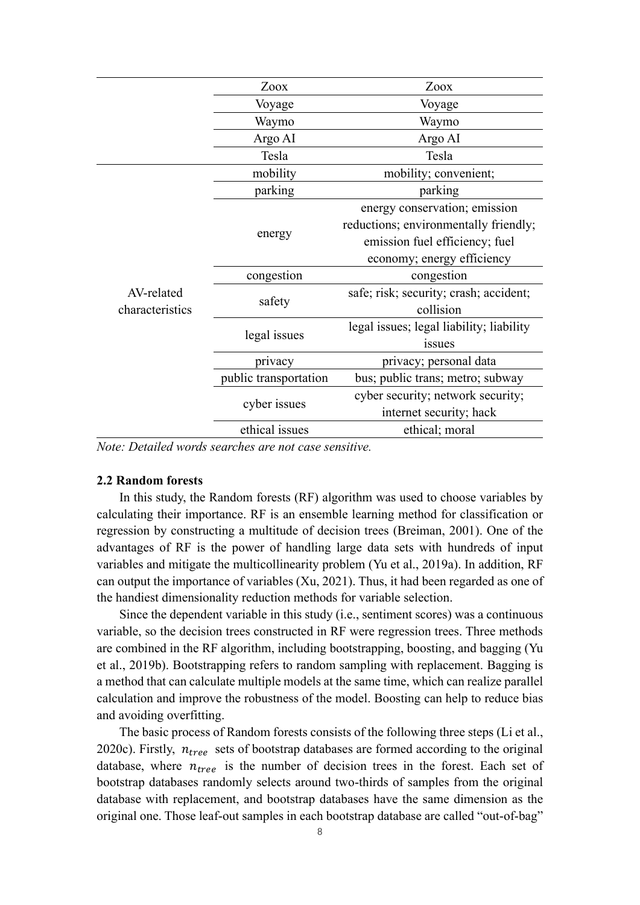| | | |
|---|---|---|
| | Zoox | Zoox |
| | Voyage | Voyage |
| | Waymo | Waymo |
| | Argo AI | Argo AI |
| | Tesla | Tesla |
| AV-related characteristics | mobility | mobility; convenient; |
| | parking | parking |
| | energy | energy conservation; emission reductions; environmentally friendly; emission fuel efficiency; fuel economy; energy efficiency |
| | congestion | congestion |
| | safety | safe; risk; security; crash; accident; collision |
| | legal issues | legal issues; legal liability; liability issues |
| | privacy | privacy; personal data |
| | public transportation | bus; public trans; metro; subway |
| | cyber issues | cyber security; network security; internet security; hack |
| | ethical issues | ethical; moral |

*Note: Detailed words searches are not case sensitive.*

### 2.2 Random forests

In this study, the Random forests (RF) algorithm was used to choose variables by calculating their importance. RF is an ensemble learning method for classification or regression by constructing a multitude of decision trees (Breiman, 2001). One of the advantages of RF is the power of handling large data sets with hundreds of input variables and mitigate the multicollinearity problem (Yu et al., 2019a). In addition, RF can output the importance of variables (Xu, 2021). Thus, it had been regarded as one of the handiest dimensionality reduction methods for variable selection.

Since the dependent variable in this study (i.e., sentiment scores) was a continuous variable, so the decision trees constructed in RF were regression trees. Three methods are combined in the RF algorithm, including bootstrapping, boosting, and bagging (Yu et al., 2019b). Bootstrapping refers to random sampling with replacement. Bagging is a method that can calculate multiple models at the same time, which can realize parallel calculation and improve the robustness of the model. Boosting can help to reduce bias and avoiding overfitting.

The basic process of Random forests consists of the following three steps (Li et al., 2020c). Firstly, $n_{tree}$ sets of bootstrap databases are formed according to the original database, where $n_{tree}$ is the number of decision trees in the forest. Each set of bootstrap databases randomly selects around two-thirds of samples from the original database with replacement, and bootstrap databases have the same dimension as the original one. Those leaf-out samples in each bootstrap database are called "out-of-bag"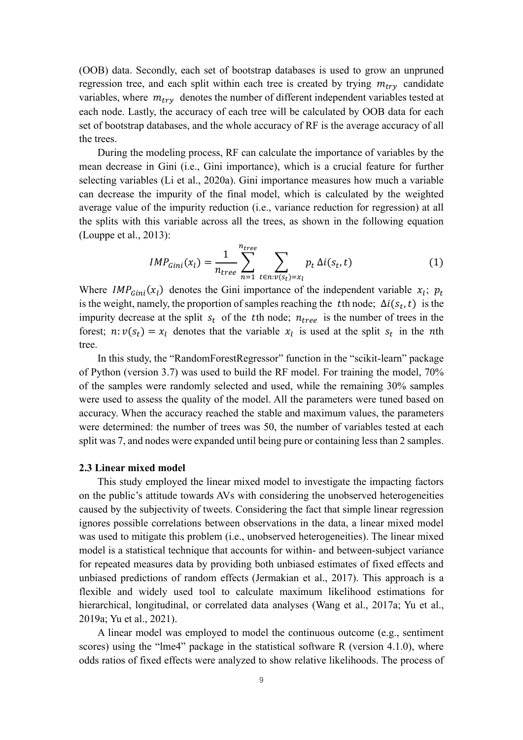(OOB) data. Secondly, each set of bootstrap databases is used to grow an unpruned regression tree, and each split within each tree is created by trying $m_{try}$ candidate variables, where $m_{try}$ denotes the number of different independent variables tested at each node. Lastly, the accuracy of each tree will be calculated by OOB data for each set of bootstrap databases, and the whole accuracy of RF is the average accuracy of all the trees.

During the modeling process, RF can calculate the importance of variables by the mean decrease in Gini (i.e., Gini importance), which is a crucial feature for further selecting variables (Li et al., 2020a). Gini importance measures how much a variable can decrease the impurity of the final model, which is calculated by the weighted average value of the impurity reduction (i.e., variance reduction for regression) at all the splits with this variable across all the trees, as shown in the following equation (Louppe et al., 2013):

$$IMP_{Gini}(x_l) = \frac{1}{n_{tree}} \sum_{n=1}^{n_{tree}} \sum_{t \in n: v(s_t) = x_l} p_t \, \Delta i(s_t, t) \tag{1}$$

Where $IMP_{Gini}(x_l)$ denotes the Gini importance of the independent variable $x_l$; $p_t$ is the weight, namely, the proportion of samples reaching the $t$th node; $\Delta i(s_t, t)$ is the impurity decrease at the split $s_t$ of the $t$th node; $n_{tree}$ is the number of trees in the forest; $n: v(s_t) = x_l$ denotes that the variable $x_l$ is used at the split $s_t$ in the $n$th tree.

In this study, the "RandomForestRegressor" function in the "scikit-learn" package of Python (version 3.7) was used to build the RF model. For training the model, 70% of the samples were randomly selected and used, while the remaining 30% samples were used to assess the quality of the model. All the parameters were tuned based on accuracy. When the accuracy reached the stable and maximum values, the parameters were determined: the number of trees was 50, the number of variables tested at each split was 7, and nodes were expanded until being pure or containing less than 2 samples.

### 2.3 Linear mixed model

This study employed the linear mixed model to investigate the impacting factors on the public's attitude towards AVs with considering the unobserved heterogeneities caused by the subjectivity of tweets. Considering the fact that simple linear regression ignores possible correlations between observations in the data, a linear mixed model was used to mitigate this problem (i.e., unobserved heterogeneities). The linear mixed model is a statistical technique that accounts for within- and between-subject variance for repeated measures data by providing both unbiased estimates of fixed effects and unbiased predictions of random effects (Jermakian et al., 2017). This approach is a flexible and widely used tool to calculate maximum likelihood estimations for hierarchical, longitudinal, or correlated data analyses (Wang et al., 2017a; Yu et al., 2019a; Yu et al., 2021).

A linear model was employed to model the continuous outcome (e.g., sentiment scores) using the "lme4" package in the statistical software R (version 4.1.0), where odds ratios of fixed effects were analyzed to show relative likelihoods. The process of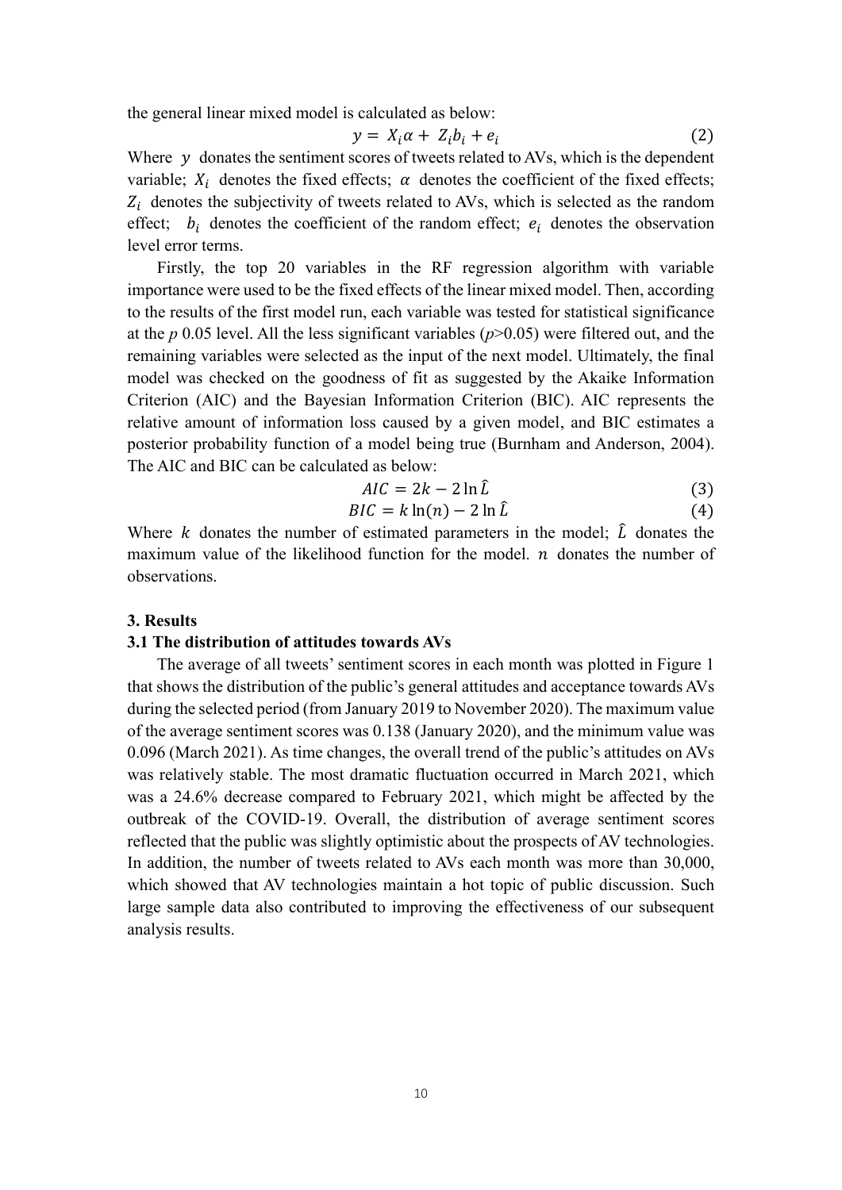the general linear mixed model is calculated as below:

$$y = X_i \alpha + Z_i b_i + e_i \tag{2}$$

Where $y$ donates the sentiment scores of tweets related to AVs, which is the dependent variable; $X_i$ denotes the fixed effects; $\alpha$ denotes the coefficient of the fixed effects; $Z_i$ denotes the subjectivity of tweets related to AVs, which is selected as the random effect; $b_i$ denotes the coefficient of the random effect; $e_i$ denotes the observation level error terms.

Firstly, the top 20 variables in the RF regression algorithm with variable importance were used to be the fixed effects of the linear mixed model. Then, according to the results of the first model run, each variable was tested for statistical significance at the *p* 0.05 level. All the less significant variables ($p$>0.05) were filtered out, and the remaining variables were selected as the input of the next model. Ultimately, the final model was checked on the goodness of fit as suggested by the Akaike Information Criterion (AIC) and the Bayesian Information Criterion (BIC). AIC represents the relative amount of information loss caused by a given model, and BIC estimates a posterior probability function of a model being true (Burnham and Anderson, 2004). The AIC and BIC can be calculated as below:

$$AIC = 2k - 2\ln \hat{L} \tag{3}$$

$$BIC = k\ln(n) - 2\ln \hat{L} \tag{4}$$

Where $k$ donates the number of estimated parameters in the model; $\hat{L}$ donates the maximum value of the likelihood function for the model. $n$ donates the number of observations.

### 3. Results

#### 3.1 The distribution of attitudes towards AVs

The average of all tweets' sentiment scores in each month was plotted in Figure 1 that shows the distribution of the public's general attitudes and acceptance towards AVs during the selected period (from January 2019 to November 2020). The maximum value of the average sentiment scores was 0.138 (January 2020), and the minimum value was 0.096 (March 2021). As time changes, the overall trend of the public's attitudes on AVs was relatively stable. The most dramatic fluctuation occurred in March 2021, which was a 24.6% decrease compared to February 2021, which might be affected by the outbreak of the COVID-19. Overall, the distribution of average sentiment scores reflected that the public was slightly optimistic about the prospects of AV technologies. In addition, the number of tweets related to AVs each month was more than 30,000, which showed that AV technologies maintain a hot topic of public discussion. Such large sample data also contributed to improving the effectiveness of our subsequent analysis results.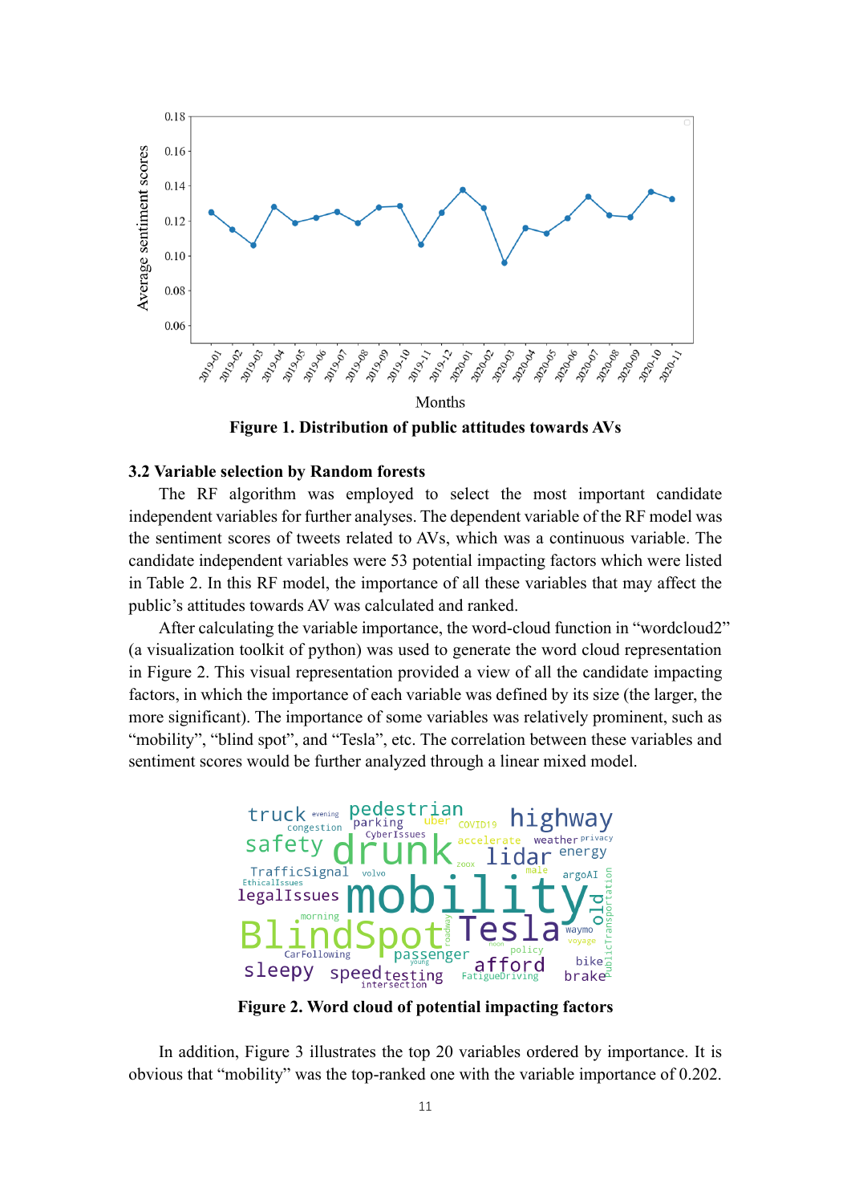Figure 1. Distribution of public attitudes towards AVs

### 3.2 Variable selection by Random forests

The RF algorithm was employed to select the most important candidate independent variables for further analyses. The dependent variable of the RF model was the sentiment scores of tweets related to AVs, which was a continuous variable. The candidate independent variables were 53 potential impacting factors which were listed in Table 2. In this RF model, the importance of all these variables that may affect the public's attitudes towards AV was calculated and ranked.

After calculating the variable importance, the word-cloud function in "wordcloud2" (a visualization toolkit of python) was used to generate the word cloud representation in Figure 2. This visual representation provided a view of all the candidate impacting factors, in which the importance of each variable was defined by its size (the larger, the more significant). The importance of some variables was relatively prominent, such as "mobility", "blind spot", and "Tesla", etc. The correlation between these variables and sentiment scores would be further analyzed through a linear mixed model.

Figure 2. Word cloud of potential impacting factors

In addition, Figure 3 illustrates the top 20 variables ordered by importance. It is obvious that "mobility" was the top-ranked one with the variable importance of 0.202.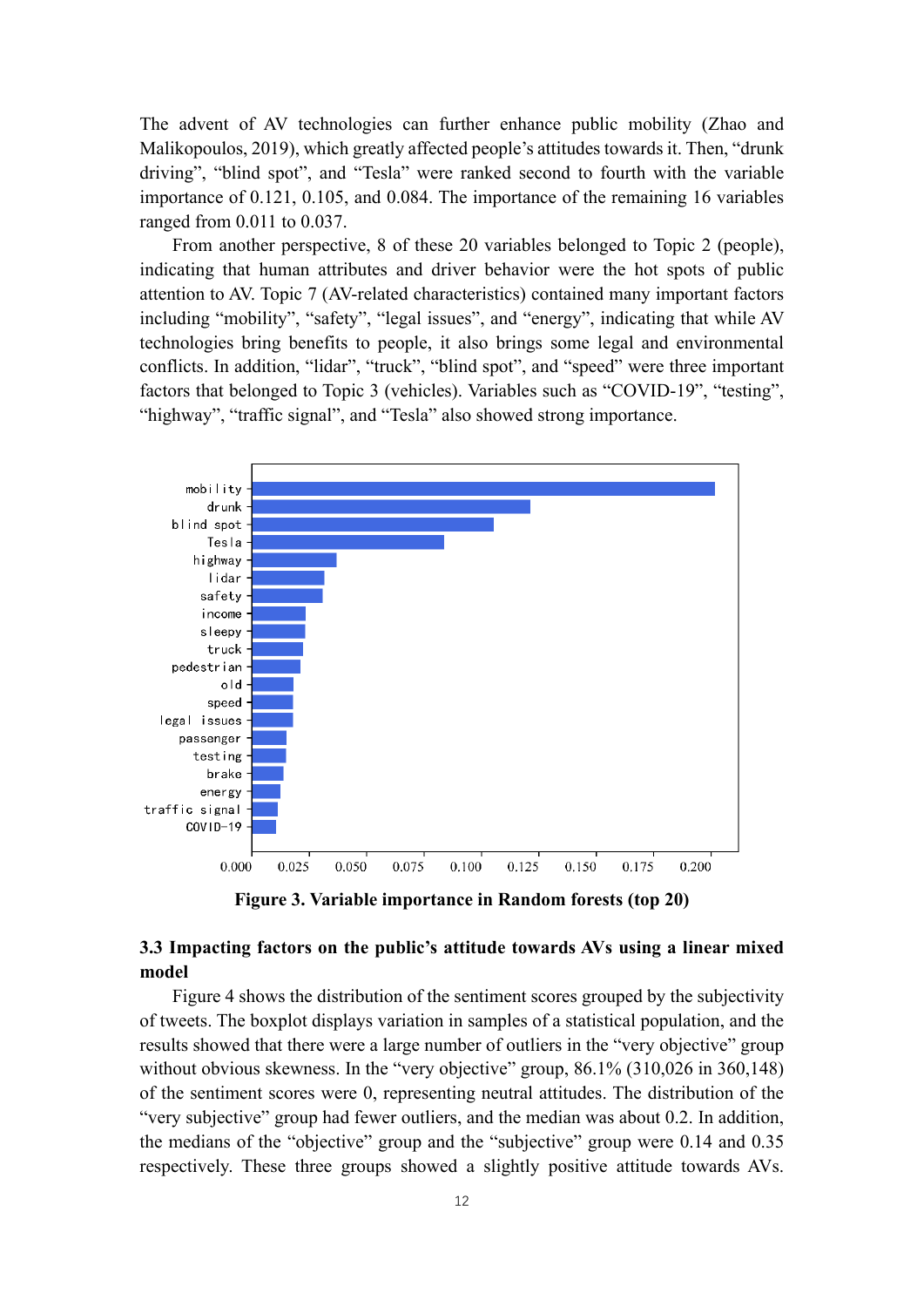The advent of AV technologies can further enhance public mobility (Zhao and Malikopoulos, 2019), which greatly affected people's attitudes towards it. Then, "drunk driving", "blind spot", and "Tesla" were ranked second to fourth with the variable importance of 0.121, 0.105, and 0.084. The importance of the remaining 16 variables ranged from 0.011 to 0.037.

From another perspective, 8 of these 20 variables belonged to Topic 2 (people), indicating that human attributes and driver behavior were the hot spots of public attention to AV. Topic 7 (AV-related characteristics) contained many important factors including "mobility", "safety", "legal issues", and "energy", indicating that while AV technologies bring benefits to people, it also brings some legal and environmental conflicts. In addition, "lidar", "truck", "blind spot", and "speed" were three important factors that belonged to Topic 3 (vehicles). Variables such as "COVID-19", "testing", "highway", "traffic signal", and "Tesla" also showed strong importance.

**Figure 3. Variable importance in Random forests (top 20)**

### 3.3 Impacting factors on the public's attitude towards AVs using a linear mixed model

Figure 4 shows the distribution of the sentiment scores grouped by the subjectivity of tweets. The boxplot displays variation in samples of a statistical population, and the results showed that there were a large number of outliers in the "very objective" group without obvious skewness. In the "very objective" group, 86.1% (310,026 in 360,148) of the sentiment scores were 0, representing neutral attitudes. The distribution of the "very subjective" group had fewer outliers, and the median was about 0.2. In addition, the medians of the "objective" group and the "subjective" group were 0.14 and 0.35 respectively. These three groups showed a slightly positive attitude towards AVs.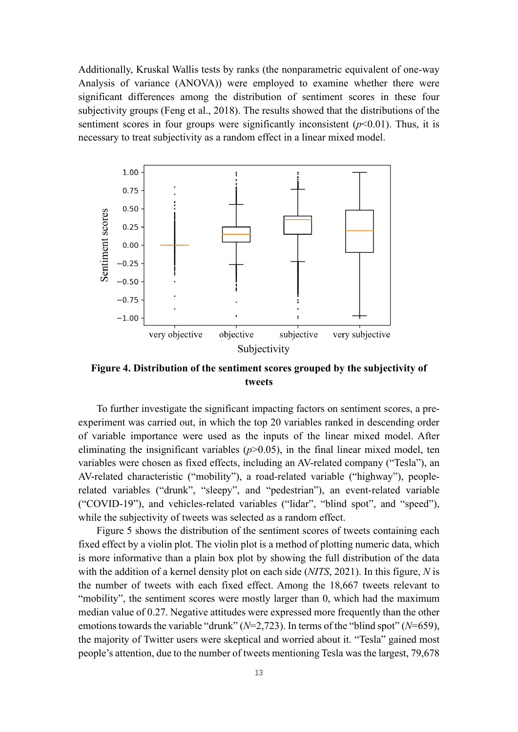Additionally, Kruskal Wallis tests by ranks (the nonparametric equivalent of one-way Analysis of variance (ANOVA)) were employed to examine whether there were significant differences among the distribution of sentiment scores in these four subjectivity groups (Feng et al., 2018). The results showed that the distributions of the sentiment scores in four groups were significantly inconsistent ($p<0.01$). Thus, it is necessary to treat subjectivity as a random effect in a linear mixed model.

**Figure 4. Distribution of the sentiment scores grouped by the subjectivity of tweets**

To further investigate the significant impacting factors on sentiment scores, a pre-experiment was carried out, in which the top 20 variables ranked in descending order of variable importance were used as the inputs of the linear mixed model. After eliminating the insignificant variables ($p>0.05$), in the final linear mixed model, ten variables were chosen as fixed effects, including an AV-related company ("Tesla"), an AV-related characteristic ("mobility"), a road-related variable ("highway"), people-related variables ("drunk", "sleepy", and "pedestrian"), an event-related variable ("COVID-19"), and vehicles-related variables ("lidar", "blind spot", and "speed"), while the subjectivity of tweets was selected as a random effect.

Figure 5 shows the distribution of the sentiment scores of tweets containing each fixed effect by a violin plot. The violin plot is a method of plotting numeric data, which is more informative than a plain box plot by showing the full distribution of the data with the addition of a kernel density plot on each side (*NITS*, 2021). In this figure, $N$ is the number of tweets with each fixed effect. Among the 18,667 tweets relevant to "mobility", the sentiment scores were mostly larger than 0, which had the maximum median value of 0.27. Negative attitudes were expressed more frequently than the other emotions towards the variable "drunk" ($N$=2,723). In terms of the "blind spot" ($N$=659), the majority of Twitter users were skeptical and worried about it. "Tesla" gained most people's attention, due to the number of tweets mentioning Tesla was the largest, 79,678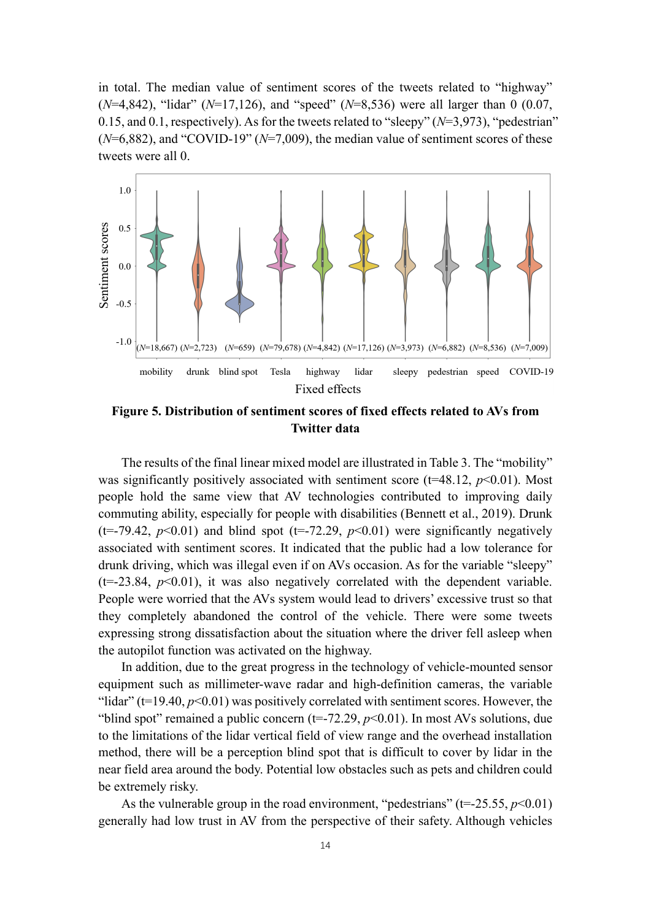in total. The median value of sentiment scores of the tweets related to "highway" (*N*=4,842), "lidar" (*N*=17,126), and "speed" (*N*=8,536) were all larger than 0 (0.07, 0.15, and 0.1, respectively). As for the tweets related to "sleepy" (*N*=3,973), "pedestrian" (*N*=6,882), and "COVID-19" (*N*=7,009), the median value of sentiment scores of these tweets were all 0.

**Figure 5. Distribution of sentiment scores of fixed effects related to AVs from Twitter data**

The results of the final linear mixed model are illustrated in Table 3. The "mobility" was significantly positively associated with sentiment score (t=48.12, $p<0.01$). Most people hold the same view that AV technologies contributed to improving daily commuting ability, especially for people with disabilities (Bennett et al., 2019). Drunk (t=-79.42, $p<0.01$) and blind spot (t=-72.29, $p<0.01$) were significantly negatively associated with sentiment scores. It indicated that the public had a low tolerance for drunk driving, which was illegal even if on AVs occasion. As for the variable "sleepy" (t=-23.84, $p<0.01$), it was also negatively correlated with the dependent variable. People were worried that the AVs system would lead to drivers' excessive trust so that they completely abandoned the control of the vehicle. There were some tweets expressing strong dissatisfaction about the situation where the driver fell asleep when the autopilot function was activated on the highway.

In addition, due to the great progress in the technology of vehicle-mounted sensor equipment such as millimeter-wave radar and high-definition cameras, the variable "lidar" (t=19.40, $p<0.01$) was positively correlated with sentiment scores. However, the "blind spot" remained a public concern (t=-72.29, $p<0.01$). In most AVs solutions, due to the limitations of the lidar vertical field of view range and the overhead installation method, there will be a perception blind spot that is difficult to cover by lidar in the near field area around the body. Potential low obstacles such as pets and children could be extremely risky.

As the vulnerable group in the road environment, "pedestrians" (t=-25.55, $p<0.01$) generally had low trust in AV from the perspective of their safety. Although vehicles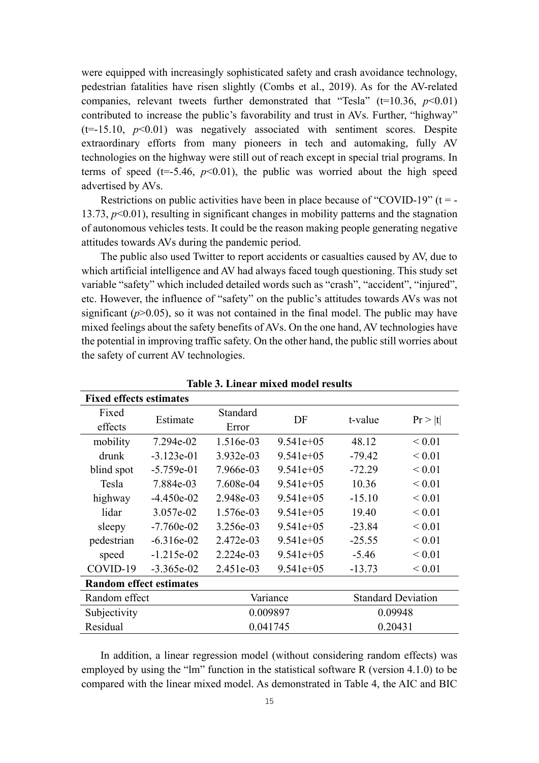were equipped with increasingly sophisticated safety and crash avoidance technology, pedestrian fatalities have risen slightly (Combs et al., 2019). As for the AV-related companies, relevant tweets further demonstrated that "Tesla" (t=10.36, $p<0.01$) contributed to increase the public's favorability and trust in AVs. Further, "highway" (t=-15.10, $p<0.01$) was negatively associated with sentiment scores. Despite extraordinary efforts from many pioneers in tech and automaking, fully AV technologies on the highway were still out of reach except in special trial programs. In terms of speed (t=-5.46, $p<0.01$), the public was worried about the high speed advertised by AVs.

Restrictions on public activities have been in place because of "COVID-19" (t = -13.73, $p<0.01$), resulting in significant changes in mobility patterns and the stagnation of autonomous vehicles tests. It could be the reason making people generating negative attitudes towards AVs during the pandemic period.

The public also used Twitter to report accidents or casualties caused by AV, due to which artificial intelligence and AV had always faced tough questioning. This study set variable "safety" which included detailed words such as "crash", "accident", "injured", etc. However, the influence of "safety" on the public's attitudes towards AVs was not significant ($p>0.05$), so it was not contained in the final model. The public may have mixed feelings about the safety benefits of AVs. On the one hand, AV technologies have the potential in improving traffic safety. On the other hand, the public still worries about the safety of current AV technologies.

**Table 3. Linear mixed model results**

| **Fixed effects estimates** | | | | | |
|---|---|---|---|---|---|
| Fixed effects | Estimate | Standard Error | DF | t-value | Pr > \|t\| |
| mobility | 7.294e-02 | 1.516e-03 | 9.541e+05 | 48.12 | < 0.01 |
| drunk | -3.123e-01 | 3.932e-03 | 9.541e+05 | -79.42 | < 0.01 |
| blind spot | -5.759e-01 | 7.966e-03 | 9.541e+05 | -72.29 | < 0.01 |
| Tesla | 7.884e-03 | 7.608e-04 | 9.541e+05 | 10.36 | < 0.01 |
| highway | -4.450e-02 | 2.948e-03 | 9.541e+05 | -15.10 | < 0.01 |
| lidar | 3.057e-02 | 1.576e-03 | 9.541e+05 | 19.40 | < 0.01 |
| sleepy | -7.760e-02 | 3.256e-03 | 9.541e+05 | -23.84 | < 0.01 |
| pedestrian | -6.316e-02 | 2.472e-03 | 9.541e+05 | -25.55 | < 0.01 |
| speed | -1.215e-02 | 2.224e-03 | 9.541e+05 | -5.46 | < 0.01 |
| COVID-19 | -3.365e-02 | 2.451e-03 | 9.541e+05 | -13.73 | < 0.01 |
| **Random effect estimates** | | | | | |
| Random effect | | Variance | | Standard Deviation | |
| Subjectivity | | 0.009897 | | 0.09948 | |
| Residual | | 0.041745 | | 0.20431 | |

In addition, a linear regression model (without considering random effects) was employed by using the "lm" function in the statistical software R (version 4.1.0) to be compared with the linear mixed model. As demonstrated in Table 4, the AIC and BIC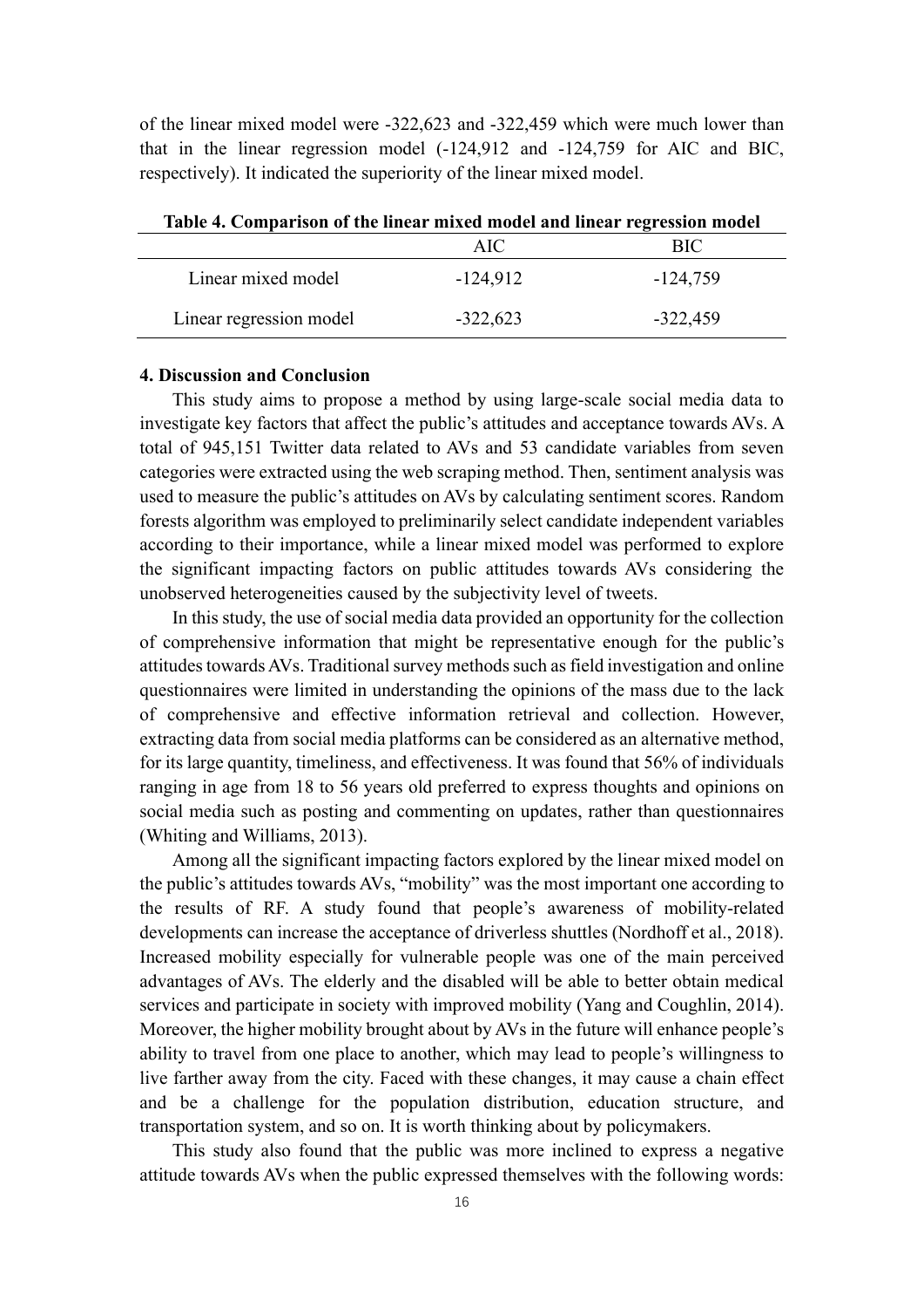of the linear mixed model were -322,623 and -322,459 which were much lower than that in the linear regression model (-124,912 and -124,759 for AIC and BIC, respectively). It indicated the superiority of the linear mixed model.

**Table 4. Comparison of the linear mixed model and linear regression model**

| | AIC | BIC |
|---|---|---|
| Linear mixed model | -124,912 | -124,759 |
| Linear regression model | -322,623 | -322,459 |

**4. Discussion and Conclusion**

This study aims to propose a method by using large-scale social media data to investigate key factors that affect the public's attitudes and acceptance towards AVs. A total of 945,151 Twitter data related to AVs and 53 candidate variables from seven categories were extracted using the web scraping method. Then, sentiment analysis was used to measure the public's attitudes on AVs by calculating sentiment scores. Random forests algorithm was employed to preliminarily select candidate independent variables according to their importance, while a linear mixed model was performed to explore the significant impacting factors on public attitudes towards AVs considering the unobserved heterogeneities caused by the subjectivity level of tweets.

In this study, the use of social media data provided an opportunity for the collection of comprehensive information that might be representative enough for the public's attitudes towards AVs. Traditional survey methods such as field investigation and online questionnaires were limited in understanding the opinions of the mass due to the lack of comprehensive and effective information retrieval and collection. However, extracting data from social media platforms can be considered as an alternative method, for its large quantity, timeliness, and effectiveness. It was found that 56% of individuals ranging in age from 18 to 56 years old preferred to express thoughts and opinions on social media such as posting and commenting on updates, rather than questionnaires (Whiting and Williams, 2013).

Among all the significant impacting factors explored by the linear mixed model on the public's attitudes towards AVs, "mobility" was the most important one according to the results of RF. A study found that people's awareness of mobility-related developments can increase the acceptance of driverless shuttles (Nordhoff et al., 2018). Increased mobility especially for vulnerable people was one of the main perceived advantages of AVs. The elderly and the disabled will be able to better obtain medical services and participate in society with improved mobility (Yang and Coughlin, 2014). Moreover, the higher mobility brought about by AVs in the future will enhance people's ability to travel from one place to another, which may lead to people's willingness to live farther away from the city. Faced with these changes, it may cause a chain effect and be a challenge for the population distribution, education structure, and transportation system, and so on. It is worth thinking about by policymakers.

This study also found that the public was more inclined to express a negative attitude towards AVs when the public expressed themselves with the following words: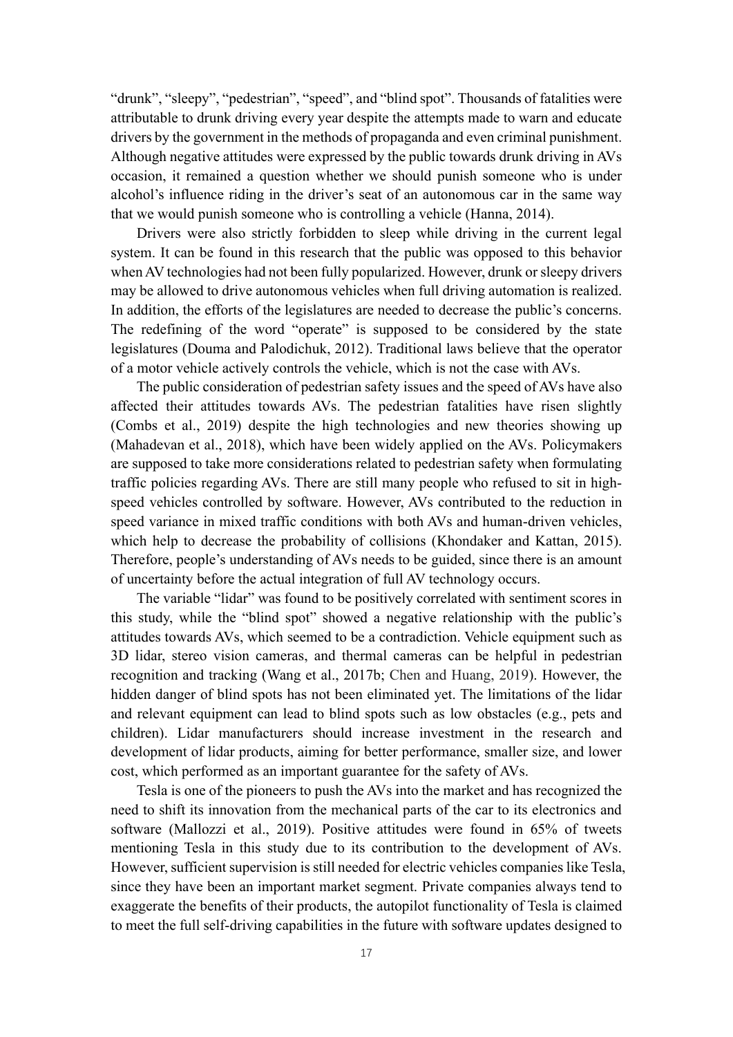"drunk", "sleepy", "pedestrian", "speed", and "blind spot". Thousands of fatalities were attributable to drunk driving every year despite the attempts made to warn and educate drivers by the government in the methods of propaganda and even criminal punishment. Although negative attitudes were expressed by the public towards drunk driving in AVs occasion, it remained a question whether we should punish someone who is under alcohol's influence riding in the driver's seat of an autonomous car in the same way that we would punish someone who is controlling a vehicle (Hanna, 2014).

Drivers were also strictly forbidden to sleep while driving in the current legal system. It can be found in this research that the public was opposed to this behavior when AV technologies had not been fully popularized. However, drunk or sleepy drivers may be allowed to drive autonomous vehicles when full driving automation is realized. In addition, the efforts of the legislatures are needed to decrease the public's concerns. The redefining of the word "operate" is supposed to be considered by the state legislatures (Douma and Palodichuk, 2012). Traditional laws believe that the operator of a motor vehicle actively controls the vehicle, which is not the case with AVs.

The public consideration of pedestrian safety issues and the speed of AVs have also affected their attitudes towards AVs. The pedestrian fatalities have risen slightly (Combs et al., 2019) despite the high technologies and new theories showing up (Mahadevan et al., 2018), which have been widely applied on the AVs. Policymakers are supposed to take more considerations related to pedestrian safety when formulating traffic policies regarding AVs. There are still many people who refused to sit in high-speed vehicles controlled by software. However, AVs contributed to the reduction in speed variance in mixed traffic conditions with both AVs and human-driven vehicles, which help to decrease the probability of collisions (Khondaker and Kattan, 2015). Therefore, people's understanding of AVs needs to be guided, since there is an amount of uncertainty before the actual integration of full AV technology occurs.

The variable "lidar" was found to be positively correlated with sentiment scores in this study, while the "blind spot" showed a negative relationship with the public's attitudes towards AVs, which seemed to be a contradiction. Vehicle equipment such as 3D lidar, stereo vision cameras, and thermal cameras can be helpful in pedestrian recognition and tracking (Wang et al., 2017b; Chen and Huang, 2019). However, the hidden danger of blind spots has not been eliminated yet. The limitations of the lidar and relevant equipment can lead to blind spots such as low obstacles (e.g., pets and children). Lidar manufacturers should increase investment in the research and development of lidar products, aiming for better performance, smaller size, and lower cost, which performed as an important guarantee for the safety of AVs.

Tesla is one of the pioneers to push the AVs into the market and has recognized the need to shift its innovation from the mechanical parts of the car to its electronics and software (Mallozzi et al., 2019). Positive attitudes were found in 65% of tweets mentioning Tesla in this study due to its contribution to the development of AVs. However, sufficient supervision is still needed for electric vehicles companies like Tesla, since they have been an important market segment. Private companies always tend to exaggerate the benefits of their products, the autopilot functionality of Tesla is claimed to meet the full self-driving capabilities in the future with software updates designed to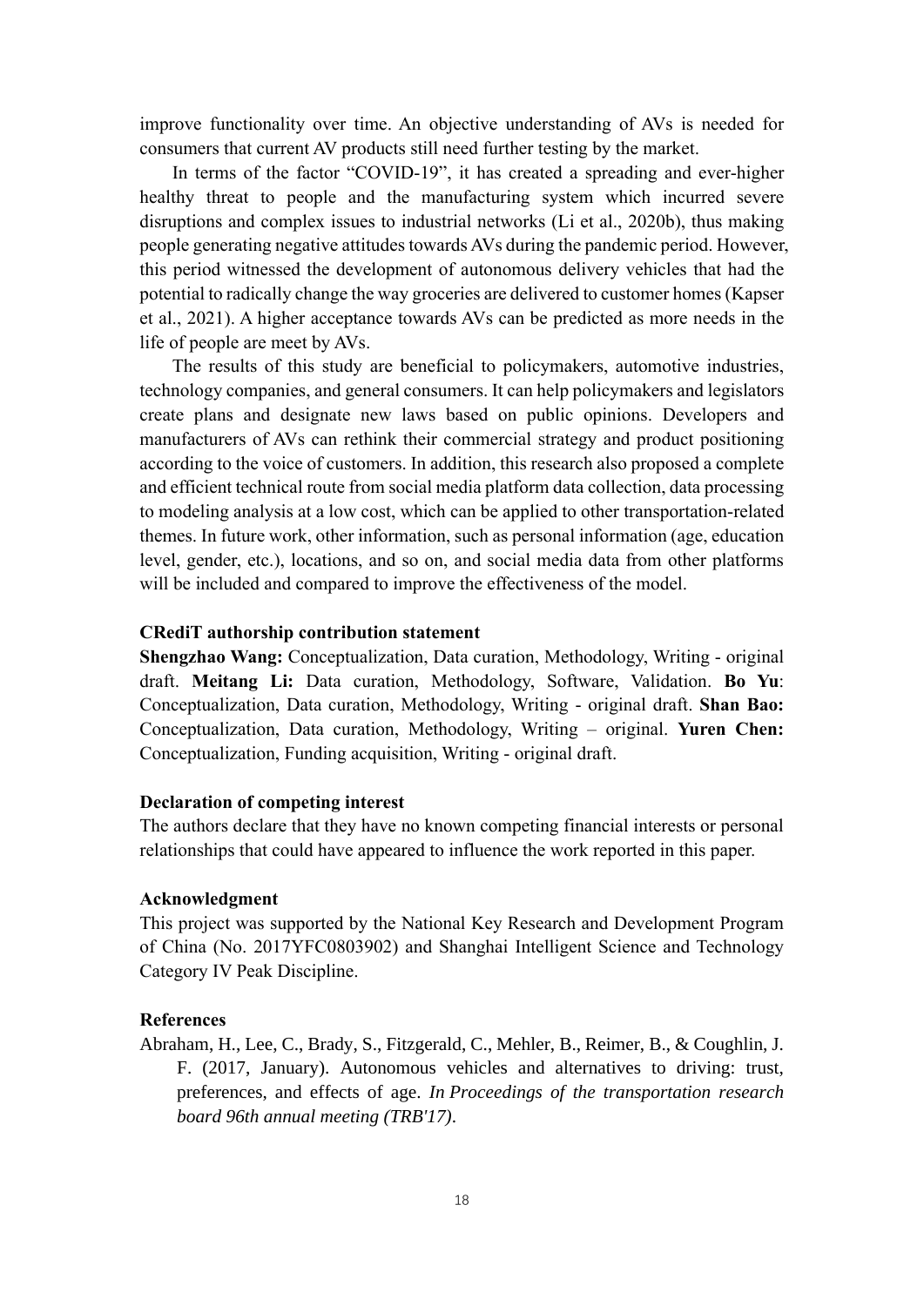improve functionality over time. An objective understanding of AVs is needed for consumers that current AV products still need further testing by the market.

In terms of the factor "COVID-19", it has created a spreading and ever-higher healthy threat to people and the manufacturing system which incurred severe disruptions and complex issues to industrial networks (Li et al., 2020b), thus making people generating negative attitudes towards AVs during the pandemic period. However, this period witnessed the development of autonomous delivery vehicles that had the potential to radically change the way groceries are delivered to customer homes (Kapser et al., 2021). A higher acceptance towards AVs can be predicted as more needs in the life of people are meet by AVs.

The results of this study are beneficial to policymakers, automotive industries, technology companies, and general consumers. It can help policymakers and legislators create plans and designate new laws based on public opinions. Developers and manufacturers of AVs can rethink their commercial strategy and product positioning according to the voice of customers. In addition, this research also proposed a complete and efficient technical route from social media platform data collection, data processing to modeling analysis at a low cost, which can be applied to other transportation-related themes. In future work, other information, such as personal information (age, education level, gender, etc.), locations, and so on, and social media data from other platforms will be included and compared to improve the effectiveness of the model.

### CRediT authorship contribution statement

**Shengzhao Wang:** Conceptualization, Data curation, Methodology, Writing - original draft. **Meitang Li:** Data curation, Methodology, Software, Validation. **Bo Yu**: Conceptualization, Data curation, Methodology, Writing - original draft. **Shan Bao:** Conceptualization, Data curation, Methodology, Writing – original. **Yuren Chen:** Conceptualization, Funding acquisition, Writing - original draft.

### Declaration of competing interest

The authors declare that they have no known competing financial interests or personal relationships that could have appeared to influence the work reported in this paper.

### Acknowledgment

This project was supported by the National Key Research and Development Program of China (No. 2017YFC0803902) and Shanghai Intelligent Science and Technology Category IV Peak Discipline.

### References

Abraham, H., Lee, C., Brady, S., Fitzgerald, C., Mehler, B., Reimer, B., & Coughlin, J. F. (2017, January). Autonomous vehicles and alternatives to driving: trust, preferences, and effects of age. *In Proceedings of the transportation research board 96th annual meeting (TRB'17)*.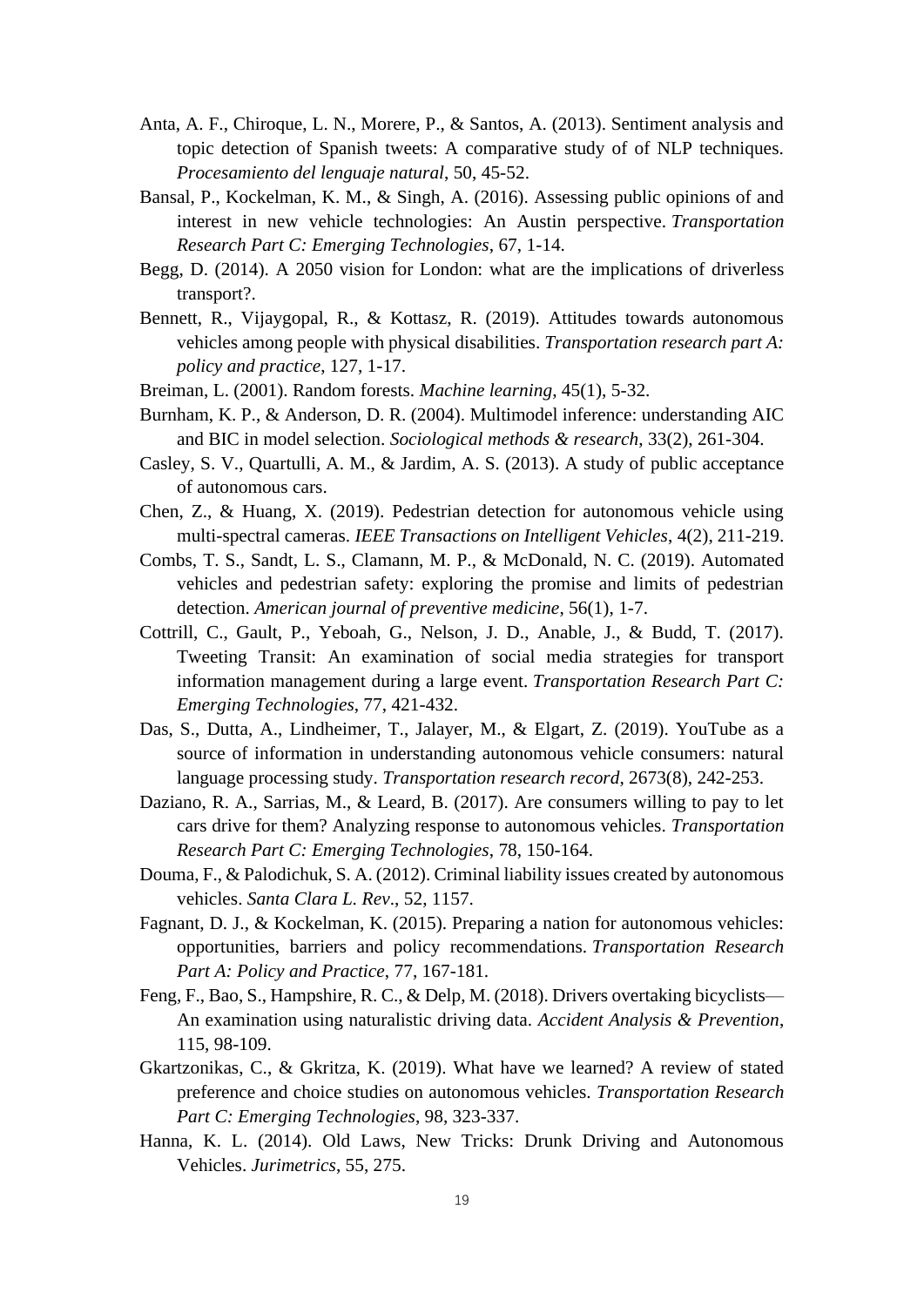Anta, A. F., Chiroque, L. N., Morere, P., & Santos, A. (2013). Sentiment analysis and topic detection of Spanish tweets: A comparative study of of NLP techniques. *Procesamiento del lenguaje natural*, 50, 45-52.

Bansal, P., Kockelman, K. M., & Singh, A. (2016). Assessing public opinions of and interest in new vehicle technologies: An Austin perspective. *Transportation Research Part C: Emerging Technologies*, 67, 1-14.

Begg, D. (2014). A 2050 vision for London: what are the implications of driverless transport?.

Bennett, R., Vijaygopal, R., & Kottasz, R. (2019). Attitudes towards autonomous vehicles among people with physical disabilities. *Transportation research part A: policy and practice*, 127, 1-17.

Breiman, L. (2001). Random forests. *Machine learning*, 45(1), 5-32.

Burnham, K. P., & Anderson, D. R. (2004). Multimodel inference: understanding AIC and BIC in model selection. *Sociological methods & research*, 33(2), 261-304.

Casley, S. V., Quartulli, A. M., & Jardim, A. S. (2013). A study of public acceptance of autonomous cars.

Chen, Z., & Huang, X. (2019). Pedestrian detection for autonomous vehicle using multi-spectral cameras. *IEEE Transactions on Intelligent Vehicles*, 4(2), 211-219.

Combs, T. S., Sandt, L. S., Clamann, M. P., & McDonald, N. C. (2019). Automated vehicles and pedestrian safety: exploring the promise and limits of pedestrian detection. *American journal of preventive medicine*, 56(1), 1-7.

Cottrill, C., Gault, P., Yeboah, G., Nelson, J. D., Anable, J., & Budd, T. (2017). Tweeting Transit: An examination of social media strategies for transport information management during a large event. *Transportation Research Part C: Emerging Technologies*, 77, 421-432.

Das, S., Dutta, A., Lindheimer, T., Jalayer, M., & Elgart, Z. (2019). YouTube as a source of information in understanding autonomous vehicle consumers: natural language processing study. *Transportation research record*, 2673(8), 242-253.

Daziano, R. A., Sarrias, M., & Leard, B. (2017). Are consumers willing to pay to let cars drive for them? Analyzing response to autonomous vehicles. *Transportation Research Part C: Emerging Technologies*, 78, 150-164.

Douma, F., & Palodichuk, S. A. (2012). Criminal liability issues created by autonomous vehicles. *Santa Clara L. Rev*., 52, 1157.

Fagnant, D. J., & Kockelman, K. (2015). Preparing a nation for autonomous vehicles: opportunities, barriers and policy recommendations. *Transportation Research Part A: Policy and Practice*, 77, 167-181.

Feng, F., Bao, S., Hampshire, R. C., & Delp, M. (2018). Drivers overtaking bicyclists—An examination using naturalistic driving data. *Accident Analysis & Prevention*, 115, 98-109.

Gkartzonikas, C., & Gkritza, K. (2019). What have we learned? A review of stated preference and choice studies on autonomous vehicles. *Transportation Research Part C: Emerging Technologies*, 98, 323-337.

Hanna, K. L. (2014). Old Laws, New Tricks: Drunk Driving and Autonomous Vehicles. *Jurimetrics*, 55, 275.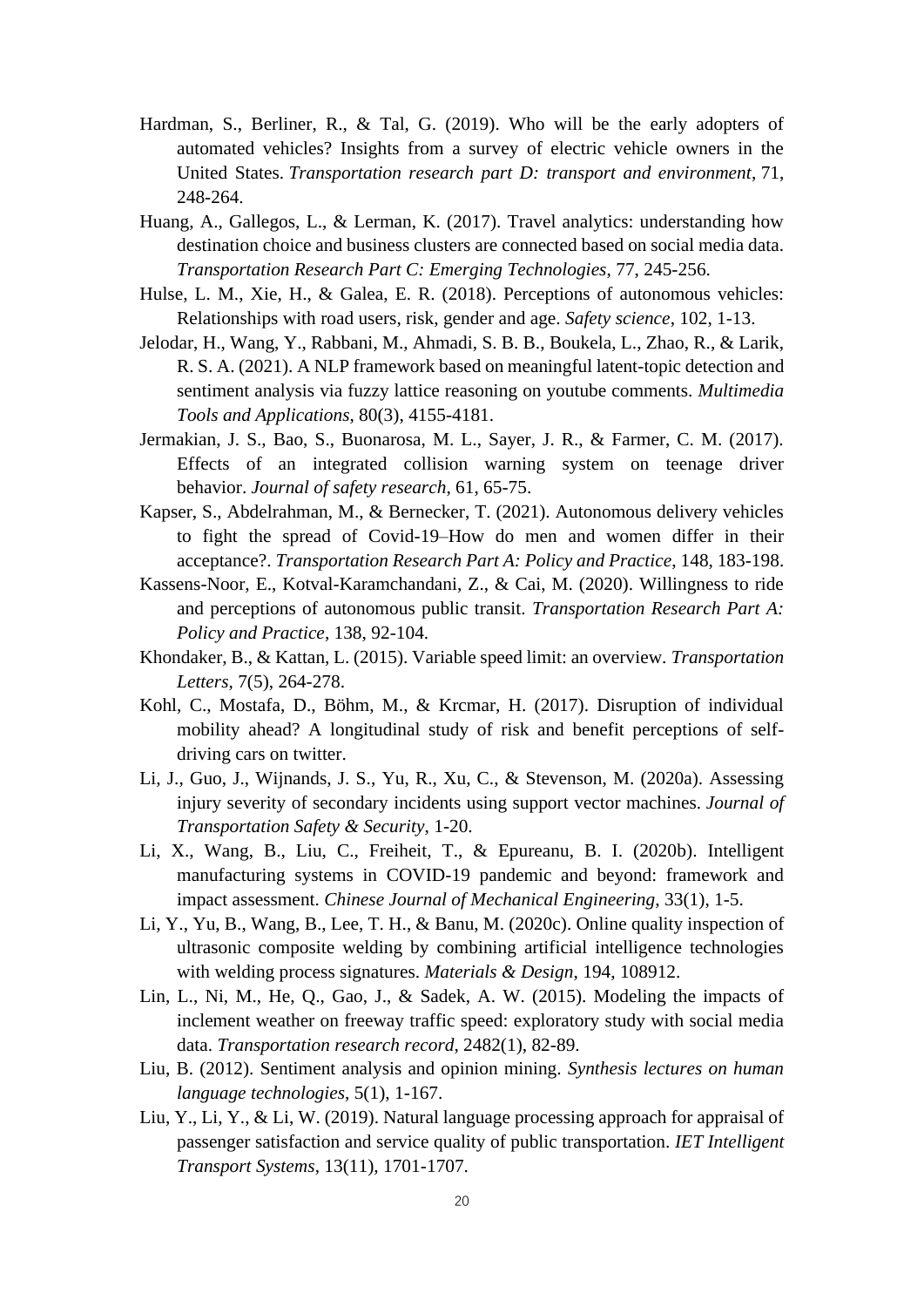Hardman, S., Berliner, R., & Tal, G. (2019). Who will be the early adopters of automated vehicles? Insights from a survey of electric vehicle owners in the United States. *Transportation research part D: transport and environment*, 71, 248-264.

Huang, A., Gallegos, L., & Lerman, K. (2017). Travel analytics: understanding how destination choice and business clusters are connected based on social media data. *Transportation Research Part C: Emerging Technologies*, 77, 245-256.

Hulse, L. M., Xie, H., & Galea, E. R. (2018). Perceptions of autonomous vehicles: Relationships with road users, risk, gender and age. *Safety science*, 102, 1-13.

Jelodar, H., Wang, Y., Rabbani, M., Ahmadi, S. B. B., Boukela, L., Zhao, R., & Larik, R. S. A. (2021). A NLP framework based on meaningful latent-topic detection and sentiment analysis via fuzzy lattice reasoning on youtube comments. *Multimedia Tools and Applications*, 80(3), 4155-4181.

Jermakian, J. S., Bao, S., Buonarosa, M. L., Sayer, J. R., & Farmer, C. M. (2017). Effects of an integrated collision warning system on teenage driver behavior. *Journal of safety research*, 61, 65-75.

Kapser, S., Abdelrahman, M., & Bernecker, T. (2021). Autonomous delivery vehicles to fight the spread of Covid-19–How do men and women differ in their acceptance?. *Transportation Research Part A: Policy and Practice*, 148, 183-198.

Kassens-Noor, E., Kotval-Karamchandani, Z., & Cai, M. (2020). Willingness to ride and perceptions of autonomous public transit. *Transportation Research Part A: Policy and Practice*, 138, 92-104.

Khondaker, B., & Kattan, L. (2015). Variable speed limit: an overview. *Transportation Letters*, 7(5), 264-278.

Kohl, C., Mostafa, D., Böhm, M., & Krcmar, H. (2017). Disruption of individual mobility ahead? A longitudinal study of risk and benefit perceptions of self-driving cars on twitter.

Li, J., Guo, J., Wijnands, J. S., Yu, R., Xu, C., & Stevenson, M. (2020a). Assessing injury severity of secondary incidents using support vector machines. *Journal of Transportation Safety & Security*, 1-20.

Li, X., Wang, B., Liu, C., Freiheit, T., & Epureanu, B. I. (2020b). Intelligent manufacturing systems in COVID-19 pandemic and beyond: framework and impact assessment. *Chinese Journal of Mechanical Engineering*, 33(1), 1-5.

Li, Y., Yu, B., Wang, B., Lee, T. H., & Banu, M. (2020c). Online quality inspection of ultrasonic composite welding by combining artificial intelligence technologies with welding process signatures. *Materials & Design*, 194, 108912.

Lin, L., Ni, M., He, Q., Gao, J., & Sadek, A. W. (2015). Modeling the impacts of inclement weather on freeway traffic speed: exploratory study with social media data. *Transportation research record*, 2482(1), 82-89.

Liu, B. (2012). Sentiment analysis and opinion mining. *Synthesis lectures on human language technologies*, 5(1), 1-167.

Liu, Y., Li, Y., & Li, W. (2019). Natural language processing approach for appraisal of passenger satisfaction and service quality of public transportation. *IET Intelligent Transport Systems*, 13(11), 1701-1707.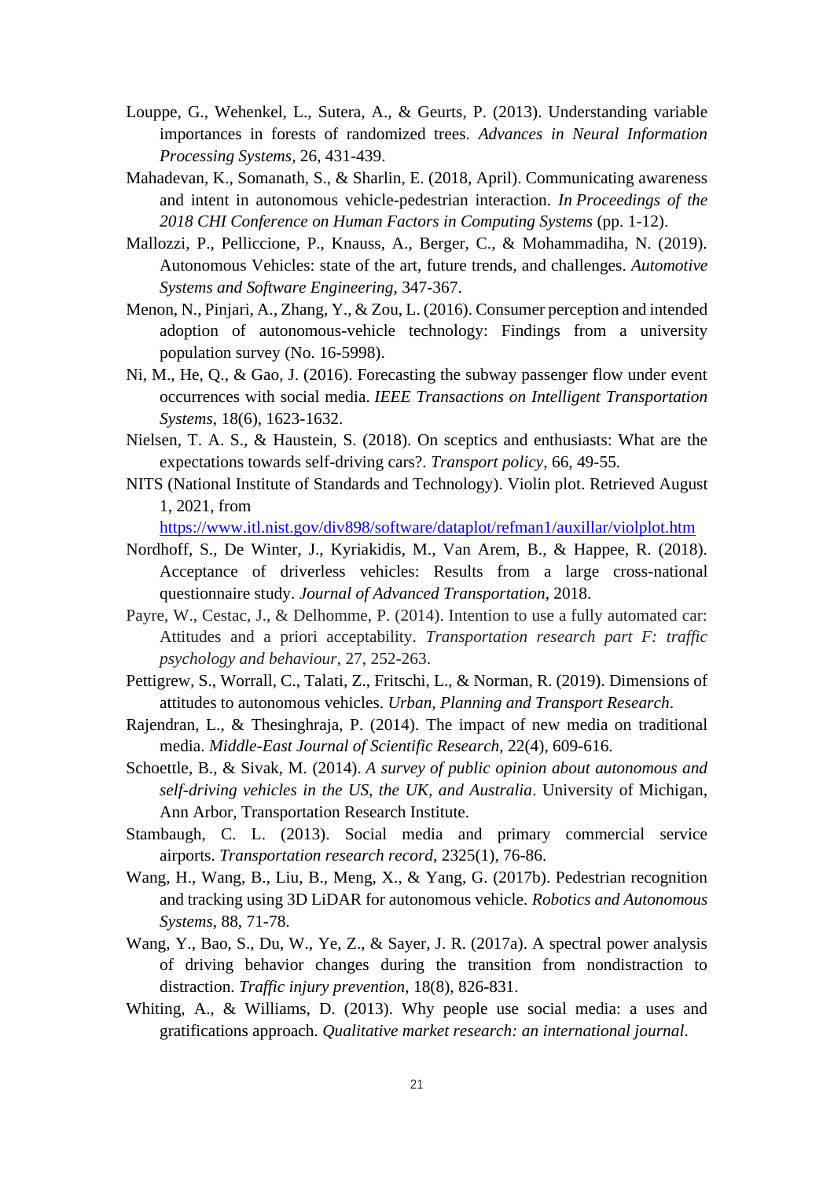Louppe, G., Wehenkel, L., Sutera, A., & Geurts, P. (2013). Understanding variable importances in forests of randomized trees. *Advances in Neural Information Processing Systems*, 26, 431-439.

Mahadevan, K., Somanath, S., & Sharlin, E. (2018, April). Communicating awareness and intent in autonomous vehicle-pedestrian interaction. *In Proceedings of the 2018 CHI Conference on Human Factors in Computing Systems* (pp. 1-12).

Mallozzi, P., Pelliccione, P., Knauss, A., Berger, C., & Mohammadiha, N. (2019). Autonomous Vehicles: state of the art, future trends, and challenges. *Automotive Systems and Software Engineering*, 347-367.

Menon, N., Pinjari, A., Zhang, Y., & Zou, L. (2016). Consumer perception and intended adoption of autonomous-vehicle technology: Findings from a university population survey (No. 16-5998).

Ni, M., He, Q., & Gao, J. (2016). Forecasting the subway passenger flow under event occurrences with social media. *IEEE Transactions on Intelligent Transportation Systems*, 18(6), 1623-1632.

Nielsen, T. A. S., & Haustein, S. (2018). On sceptics and enthusiasts: What are the expectations towards self-driving cars?. *Transport policy*, 66, 49-55.

NITS (National Institute of Standards and Technology). Violin plot. Retrieved August 1, 2021, from https://www.itl.nist.gov/div898/software/dataplot/refman1/auxillar/violplot.htm

Nordhoff, S., De Winter, J., Kyriakidis, M., Van Arem, B., & Happee, R. (2018). Acceptance of driverless vehicles: Results from a large cross-national questionnaire study. *Journal of Advanced Transportation*, 2018.

Payre, W., Cestac, J., & Delhomme, P. (2014). Intention to use a fully automated car: Attitudes and a priori acceptability. *Transportation research part F: traffic psychology and behaviour*, 27, 252-263.

Pettigrew, S., Worrall, C., Talati, Z., Fritschi, L., & Norman, R. (2019). Dimensions of attitudes to autonomous vehicles. *Urban, Planning and Transport Research*.

Rajendran, L., & Thesinghraja, P. (2014). The impact of new media on traditional media. *Middle-East Journal of Scientific Research*, 22(4), 609-616.

Schoettle, B., & Sivak, M. (2014). *A survey of public opinion about autonomous and self-driving vehicles in the US, the UK, and Australia*. University of Michigan, Ann Arbor, Transportation Research Institute.

Stambaugh, C. L. (2013). Social media and primary commercial service airports. *Transportation research record*, 2325(1), 76-86.

Wang, H., Wang, B., Liu, B., Meng, X., & Yang, G. (2017b). Pedestrian recognition and tracking using 3D LiDAR for autonomous vehicle. *Robotics and Autonomous Systems*, 88, 71-78.

Wang, Y., Bao, S., Du, W., Ye, Z., & Sayer, J. R. (2017a). A spectral power analysis of driving behavior changes during the transition from nondistraction to distraction. *Traffic injury prevention*, 18(8), 826-831.

Whiting, A., & Williams, D. (2013). Why people use social media: a uses and gratifications approach. *Qualitative market research: an international journal*.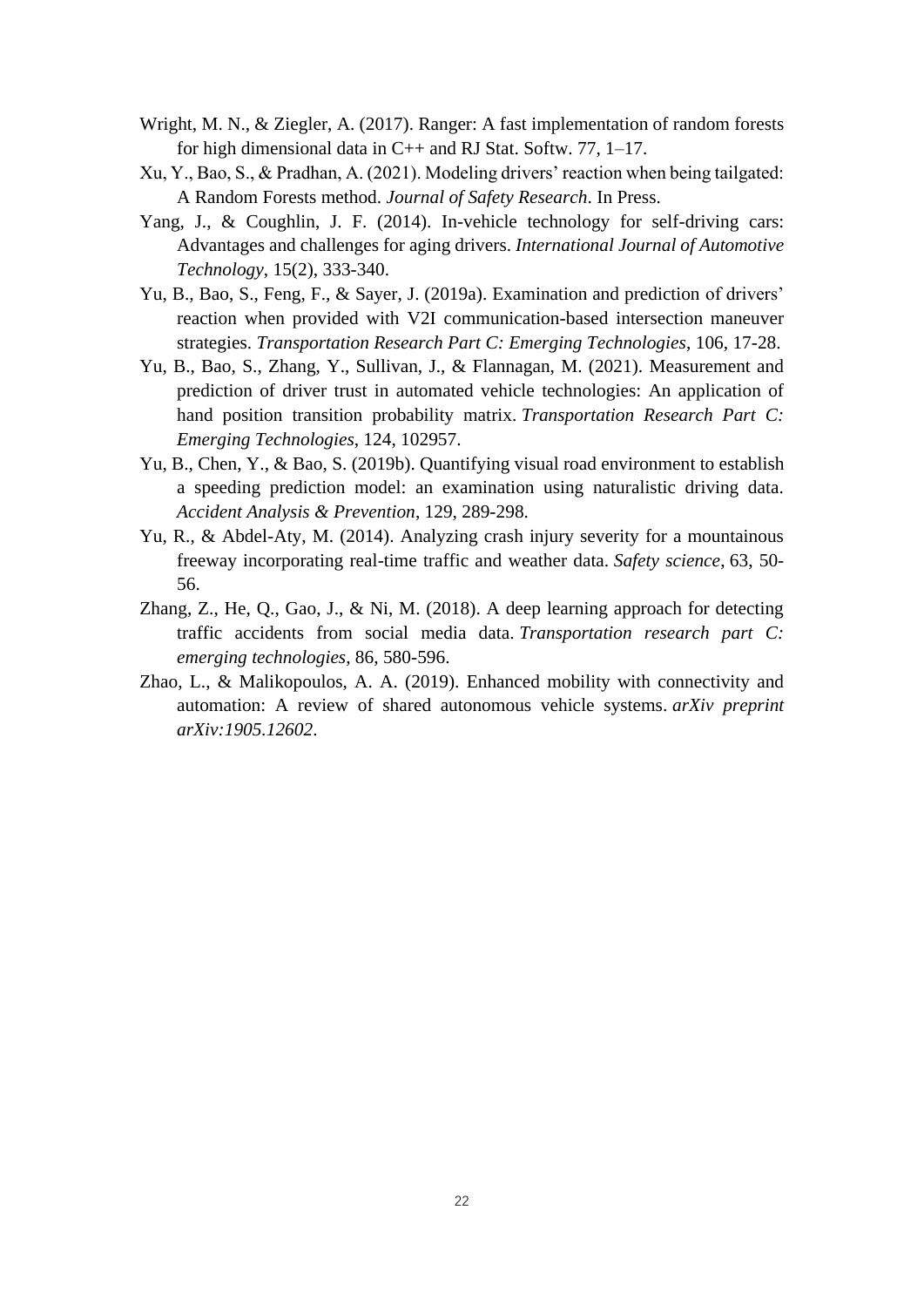Wright, M. N., & Ziegler, A. (2017). Ranger: A fast implementation of random forests for high dimensional data in C++ and RJ Stat. Softw. 77, 1–17.

Xu, Y., Bao, S., & Pradhan, A. (2021). Modeling drivers' reaction when being tailgated: A Random Forests method. *Journal of Safety Research*. In Press.

Yang, J., & Coughlin, J. F. (2014). In-vehicle technology for self-driving cars: Advantages and challenges for aging drivers. *International Journal of Automotive Technology*, 15(2), 333-340.

Yu, B., Bao, S., Feng, F., & Sayer, J. (2019a). Examination and prediction of drivers' reaction when provided with V2I communication-based intersection maneuver strategies. *Transportation Research Part C: Emerging Technologies*, 106, 17-28.

Yu, B., Bao, S., Zhang, Y., Sullivan, J., & Flannagan, M. (2021). Measurement and prediction of driver trust in automated vehicle technologies: An application of hand position transition probability matrix. *Transportation Research Part C: Emerging Technologies*, 124, 102957.

Yu, B., Chen, Y., & Bao, S. (2019b). Quantifying visual road environment to establish a speeding prediction model: an examination using naturalistic driving data. *Accident Analysis & Prevention*, 129, 289-298.

Yu, R., & Abdel-Aty, M. (2014). Analyzing crash injury severity for a mountainous freeway incorporating real-time traffic and weather data. *Safety science*, 63, 50-56.

Zhang, Z., He, Q., Gao, J., & Ni, M. (2018). A deep learning approach for detecting traffic accidents from social media data. *Transportation research part C: emerging technologies*, 86, 580-596.

Zhao, L., & Malikopoulos, A. A. (2019). Enhanced mobility with connectivity and automation: A review of shared autonomous vehicle systems. *arXiv preprint arXiv:1905.12602*.